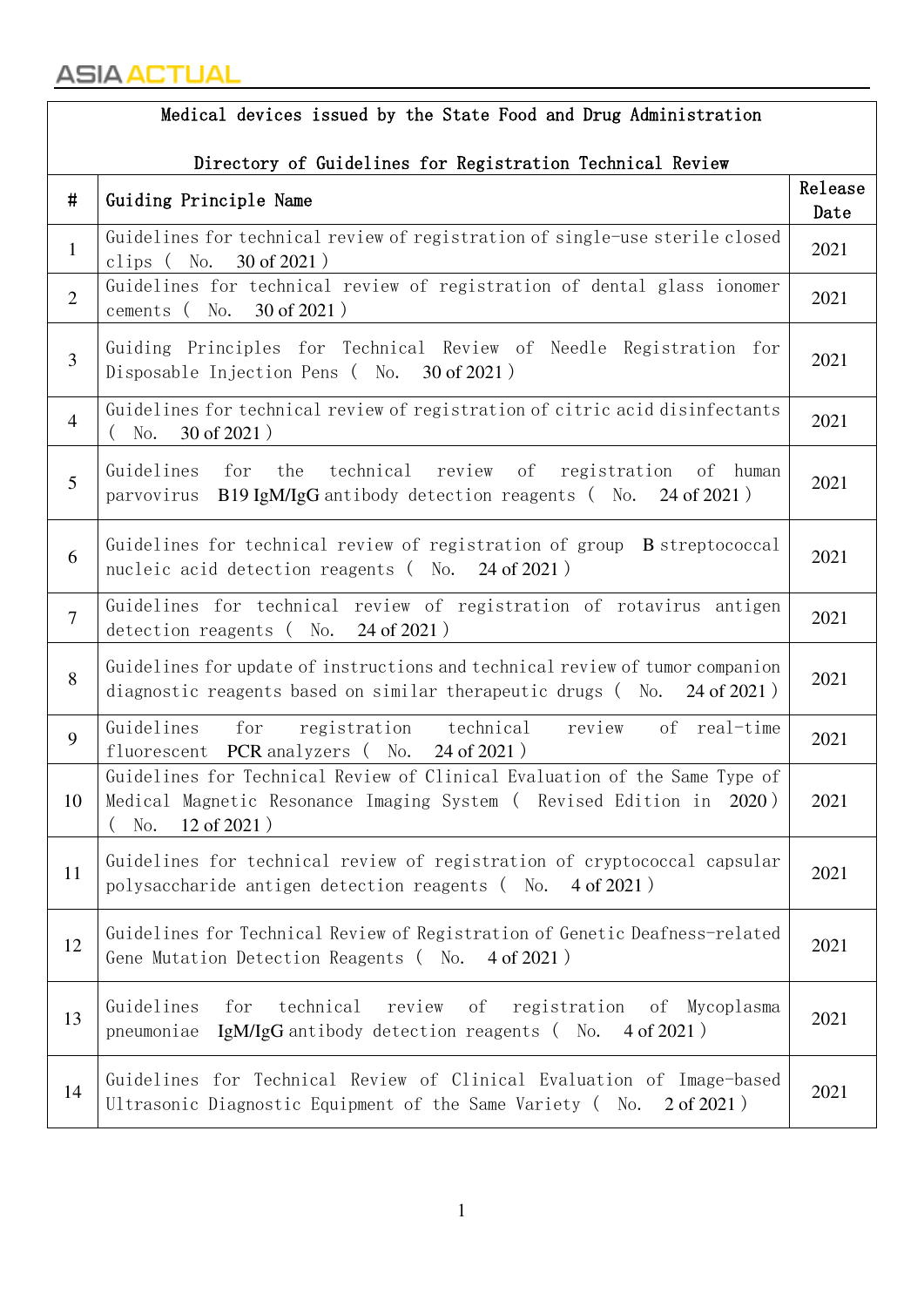| Medical devices issued by the State Food and Drug Administration Directory of Guidelines for Registration Technical Review | | |
|---|---|---|
| # | Guiding Principle Name | Release Date |
| 1 | Guidelines for technical review of registration of single-use sterile closed clips ( No. 30 of 2021 ) | 2021 |
| 2 | Guidelines for technical review of registration of dental glass ionomer cements ( No. 30 of 2021 ) | 2021 |
| 3 | Guiding Principles for Technical Review of Needle Registration for Disposable Injection Pens ( No. 30 of 2021 ) | 2021 |
| 4 | Guidelines for technical review of registration of citric acid disinfectants ( No. 30 of 2021 ) | 2021 |
| 5 | Guidelines for the technical review of registration of human parvovirus B19 IgM/IgG antibody detection reagents ( No. 24 of 2021 ) | 2021 |
| 6 | Guidelines for technical review of registration of group B streptococcal nucleic acid detection reagents ( No. 24 of 2021 ) | 2021 |
| 7 | Guidelines for technical review of registration of rotavirus antigen detection reagents ( No. 24 of 2021 ) | 2021 |
| 8 | Guidelines for update of instructions and technical review of tumor companion diagnostic reagents based on similar therapeutic drugs ( No. 24 of 2021 ) | 2021 |
| 9 | Guidelines for registration technical review of real-time fluorescent PCR analyzers ( No. 24 of 2021 ) | 2021 |
| 10 | Guidelines for Technical Review of Clinical Evaluation of the Same Type of Medical Magnetic Resonance Imaging System ( Revised Edition in 2020 ) ( No. 12 of 2021 ) | 2021 |
| 11 | Guidelines for technical review of registration of cryptococcal capsular polysaccharide antigen detection reagents ( No. 4 of 2021 ) | 2021 |
| 12 | Guidelines for Technical Review of Registration of Genetic Deafness-related Gene Mutation Detection Reagents ( No. 4 of 2021 ) | 2021 |
| 13 | Guidelines for technical review of registration of Mycoplasma pneumoniae IgM/IgG antibody detection reagents ( No. 4 of 2021 ) | 2021 |
| 14 | Guidelines for Technical Review of Clinical Evaluation of Image-based Ultrasonic Diagnostic Equipment of the Same Variety ( No. 2 of 2021 ) | 2021 |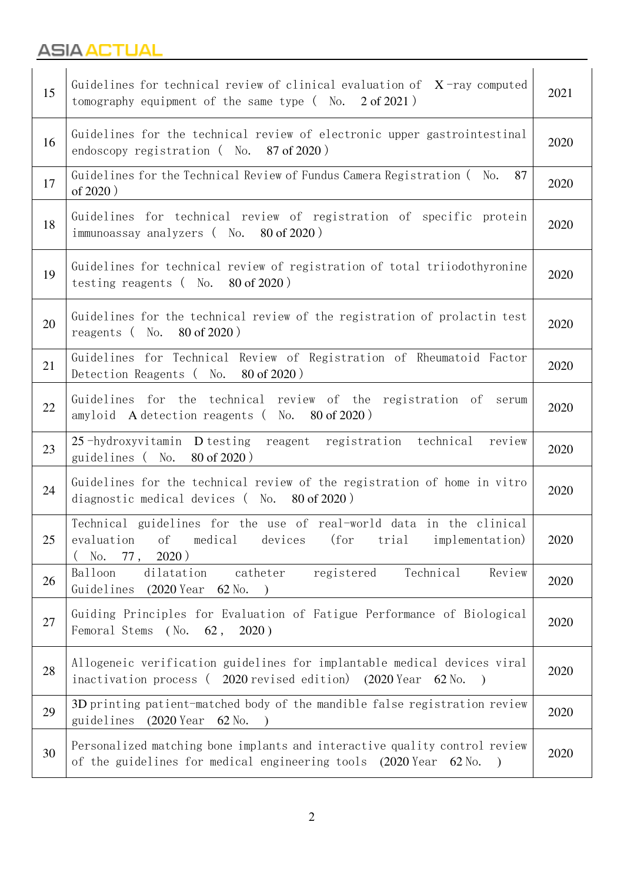| | | |
|---|---|---|
| 15 | Guidelines for technical review of clinical evaluation of X-ray computed tomography equipment of the same type ( No. 2 of 2021 ) | 2021 |
| 16 | Guidelines for the technical review of electronic upper gastrointestinal endoscopy registration ( No. 87 of 2020 ) | 2020 |
| 17 | Guidelines for the Technical Review of Fundus Camera Registration ( No. 87 of 2020 ) | 2020 |
| 18 | Guidelines for technical review of registration of specific protein immunoassay analyzers ( No. 80 of 2020 ) | 2020 |
| 19 | Guidelines for technical review of registration of total triiodothyronine testing reagents ( No. 80 of 2020 ) | 2020 |
| 20 | Guidelines for the technical review of the registration of prolactin test reagents ( No. 80 of 2020 ) | 2020 |
| 21 | Guidelines for Technical Review of Registration of Rheumatoid Factor Detection Reagents ( No. 80 of 2020 ) | 2020 |
| 22 | Guidelines for the technical review of the registration of serum amyloid A detection reagents ( No. 80 of 2020 ) | 2020 |
| 23 | 25-hydroxyvitamin D testing reagent registration technical review guidelines ( No. 80 of 2020 ) | 2020 |
| 24 | Guidelines for the technical review of the registration of home in vitro diagnostic medical devices ( No. 80 of 2020 ) | 2020 |
| 25 | Technical guidelines for the use of real-world data in the clinical evaluation of medical devices (for trial implementation) ( No. 77, 2020 ) | 2020 |
| 26 | Balloon dilatation catheter registered Technical Review Guidelines (2020 Year 62 No. ) | 2020 |
| 27 | Guiding Principles for Evaluation of Fatigue Performance of Biological Femoral Stems (No. 62, 2020 ) | 2020 |
| 28 | Allogeneic verification guidelines for implantable medical devices viral inactivation process ( 2020 revised edition) (2020 Year 62 No. ) | 2020 |
| 29 | 3D printing patient-matched body of the mandible false registration review guidelines (2020 Year 62 No. ) | 2020 |
| 30 | Personalized matching bone implants and interactive quality control review of the guidelines for medical engineering tools (2020 Year 62 No. ) | 2020 |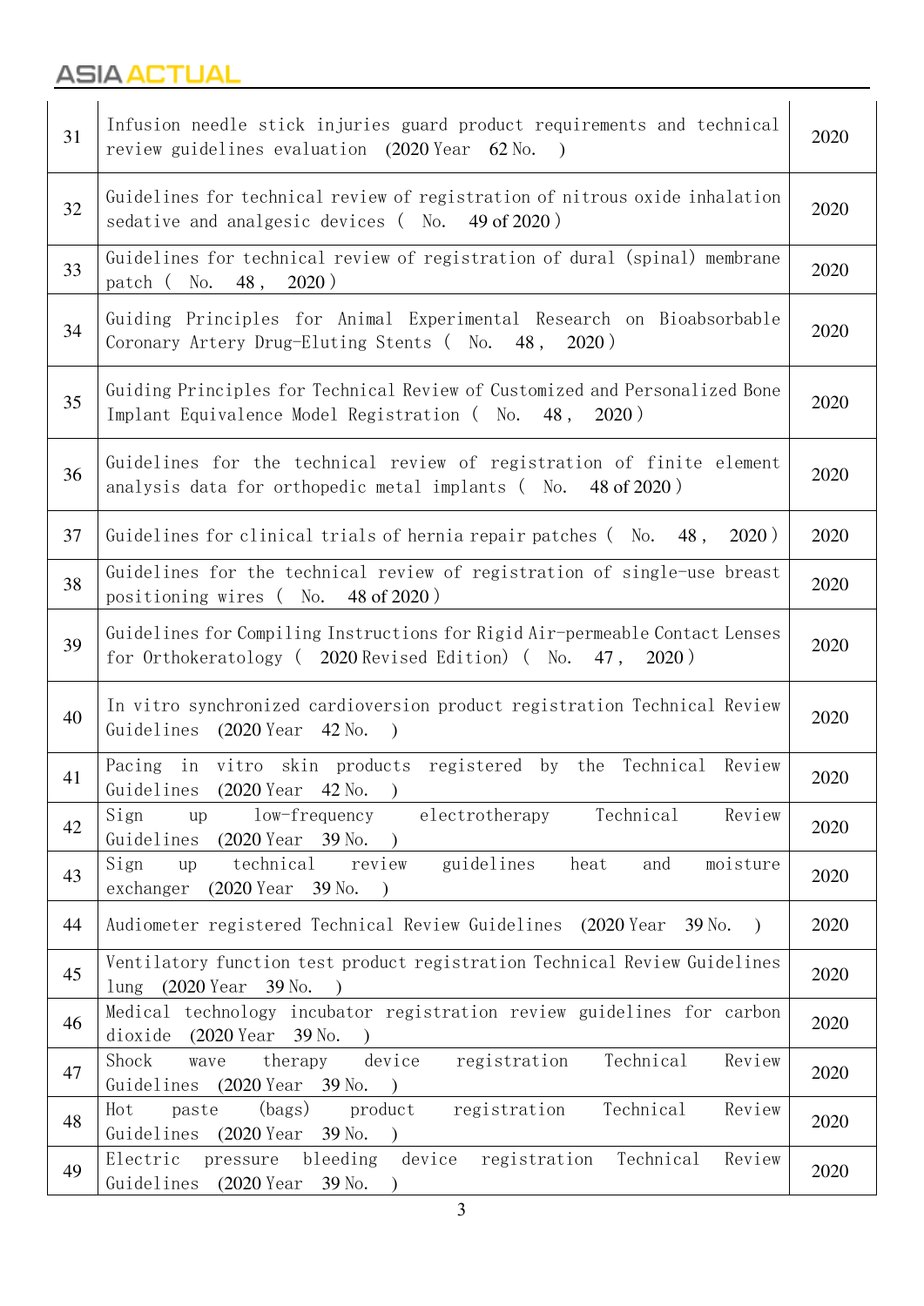| | | |
|---|---|---|
| 31 | Infusion needle stick injuries guard product requirements and technical review guidelines evaluation (2020 Year 62 No. ) | 2020 |
| 32 | Guidelines for technical review of registration of nitrous oxide inhalation sedative and analgesic devices ( No. 49 of 2020 ) | 2020 |
| 33 | Guidelines for technical review of registration of dural (spinal) membrane patch ( No. 48 , 2020 ) | 2020 |
| 34 | Guiding Principles for Animal Experimental Research on Bioabsorbable Coronary Artery Drug-Eluting Stents ( No. 48 , 2020 ) | 2020 |
| 35 | Guiding Principles for Technical Review of Customized and Personalized Bone Implant Equivalence Model Registration ( No. 48 , 2020 ) | 2020 |
| 36 | Guidelines for the technical review of registration of finite element analysis data for orthopedic metal implants ( No. 48 of 2020 ) | 2020 |
| 37 | Guidelines for clinical trials of hernia repair patches ( No. 48 , 2020 ) | 2020 |
| 38 | Guidelines for the technical review of registration of single-use breast positioning wires ( No. 48 of 2020 ) | 2020 |
| 39 | Guidelines for Compiling Instructions for Rigid Air-permeable Contact Lenses for Orthokeratology ( 2020 Revised Edition) ( No. 47 , 2020 ) | 2020 |
| 40 | In vitro synchronized cardioversion product registration Technical Review Guidelines (2020 Year 42 No. ) | 2020 |
| 41 | Pacing in vitro skin products registered by the Technical Review Guidelines (2020 Year 42 No. ) | 2020 |
| 42 | Sign up low-frequency electrotherapy Technical Review Guidelines (2020 Year 39 No. ) | 2020 |
| 43 | Sign up technical review guidelines heat and moisture exchanger (2020 Year 39 No. ) | 2020 |
| 44 | Audiometer registered Technical Review Guidelines (2020 Year 39 No. ) | 2020 |
| 45 | Ventilatory function test product registration Technical Review Guidelines lung (2020 Year 39 No. ) | 2020 |
| 46 | Medical technology incubator registration review guidelines for carbon dioxide (2020 Year 39 No. ) | 2020 |
| 47 | Shock wave therapy device registration Technical Review Guidelines (2020 Year 39 No. ) | 2020 |
| 48 | Hot paste (bags) product registration Technical Review Guidelines (2020 Year 39 No. ) | 2020 |
| 49 | Electric pressure bleeding device registration Technical Review Guidelines (2020 Year 39 No. ) | 2020 |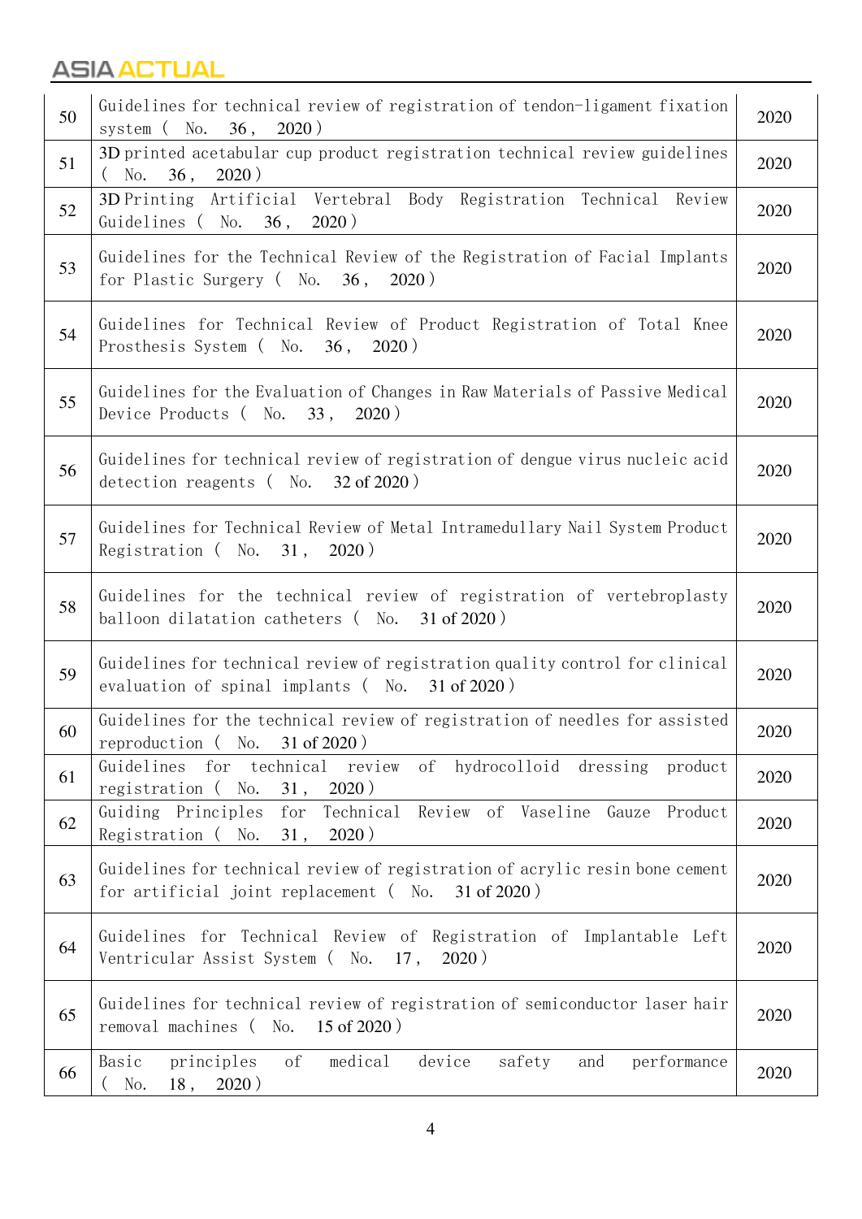| | | |
|---|---|---|
| 50 | Guidelines for technical review of registration of tendon-ligament fixation system ( No. 36, 2020) | 2020 |
| 51 | 3D printed acetabular cup product registration technical review guidelines ( No. 36, 2020) | 2020 |
| 52 | 3D Printing Artificial Vertebral Body Registration Technical Review Guidelines ( No. 36, 2020) | 2020 |
| 53 | Guidelines for the Technical Review of the Registration of Facial Implants for Plastic Surgery ( No. 36, 2020) | 2020 |
| 54 | Guidelines for Technical Review of Product Registration of Total Knee Prosthesis System ( No. 36, 2020) | 2020 |
| 55 | Guidelines for the Evaluation of Changes in Raw Materials of Passive Medical Device Products ( No. 33, 2020) | 2020 |
| 56 | Guidelines for technical review of registration of dengue virus nucleic acid detection reagents ( No. 32 of 2020) | 2020 |
| 57 | Guidelines for Technical Review of Metal Intramedullary Nail System Product Registration ( No. 31, 2020) | 2020 |
| 58 | Guidelines for the technical review of registration of vertebroplasty balloon dilatation catheters ( No. 31 of 2020) | 2020 |
| 59 | Guidelines for technical review of registration quality control for clinical evaluation of spinal implants ( No. 31 of 2020) | 2020 |
| 60 | Guidelines for the technical review of registration of needles for assisted reproduction ( No. 31 of 2020) | 2020 |
| 61 | Guidelines for technical review of hydrocolloid dressing product registration ( No. 31, 2020) | 2020 |
| 62 | Guiding Principles for Technical Review of Vaseline Gauze Product Registration ( No. 31, 2020) | 2020 |
| 63 | Guidelines for technical review of registration of acrylic resin bone cement for artificial joint replacement ( No. 31 of 2020) | 2020 |
| 64 | Guidelines for Technical Review of Registration of Implantable Left Ventricular Assist System ( No. 17, 2020) | 2020 |
| 65 | Guidelines for technical review of registration of semiconductor laser hair removal machines ( No. 15 of 2020) | 2020 |
| 66 | Basic principles of medical device safety and performance ( No. 18, 2020) | 2020 |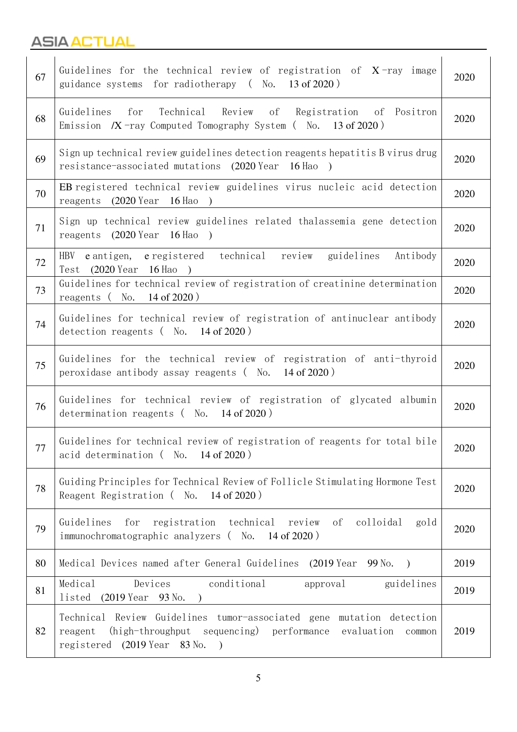| | | |
|---|---|---|
| 67 | Guidelines for the technical review of registration of X-ray image guidance systems for radiotherapy ( No. 13 of 2020 ) | 2020 |
| 68 | Guidelines for Technical Review of Registration of Positron Emission /X-ray Computed Tomography System ( No. 13 of 2020 ) | 2020 |
| 69 | Sign up technical review guidelines detection reagents hepatitis B virus drug resistance-associated mutations (2020 Year 16 Hao ) | 2020 |
| 70 | EB registered technical review guidelines virus nucleic acid detection reagents (2020 Year 16 Hao ) | 2020 |
| 71 | Sign up technical review guidelines related thalassemia gene detection reagents (2020 Year 16 Hao ) | 2020 |
| 72 | HBV e antigen, e registered technical review guidelines Antibody Test (2020 Year 16 Hao ) | 2020 |
| 73 | Guidelines for technical review of registration of creatinine determination reagents ( No. 14 of 2020 ) | 2020 |
| 74 | Guidelines for technical review of registration of antinuclear antibody detection reagents ( No. 14 of 2020 ) | 2020 |
| 75 | Guidelines for the technical review of registration of anti-thyroid peroxidase antibody assay reagents ( No. 14 of 2020 ) | 2020 |
| 76 | Guidelines for technical review of registration of glycated albumin determination reagents ( No. 14 of 2020 ) | 2020 |
| 77 | Guidelines for technical review of registration of reagents for total bile acid determination ( No. 14 of 2020 ) | 2020 |
| 78 | Guiding Principles for Technical Review of Follicle Stimulating Hormone Test Reagent Registration ( No. 14 of 2020 ) | 2020 |
| 79 | Guidelines for registration technical review of colloidal gold immunochromatographic analyzers ( No. 14 of 2020 ) | 2020 |
| 80 | Medical Devices named after General Guidelines (2019 Year 99 No. ) | 2019 |
| 81 | Medical Devices conditional approval guidelines listed (2019 Year 93 No. ) | 2019 |
| 82 | Technical Review Guidelines tumor-associated gene mutation detection reagent (high-throughput sequencing) performance evaluation common registered (2019 Year 83 No. ) | 2019 |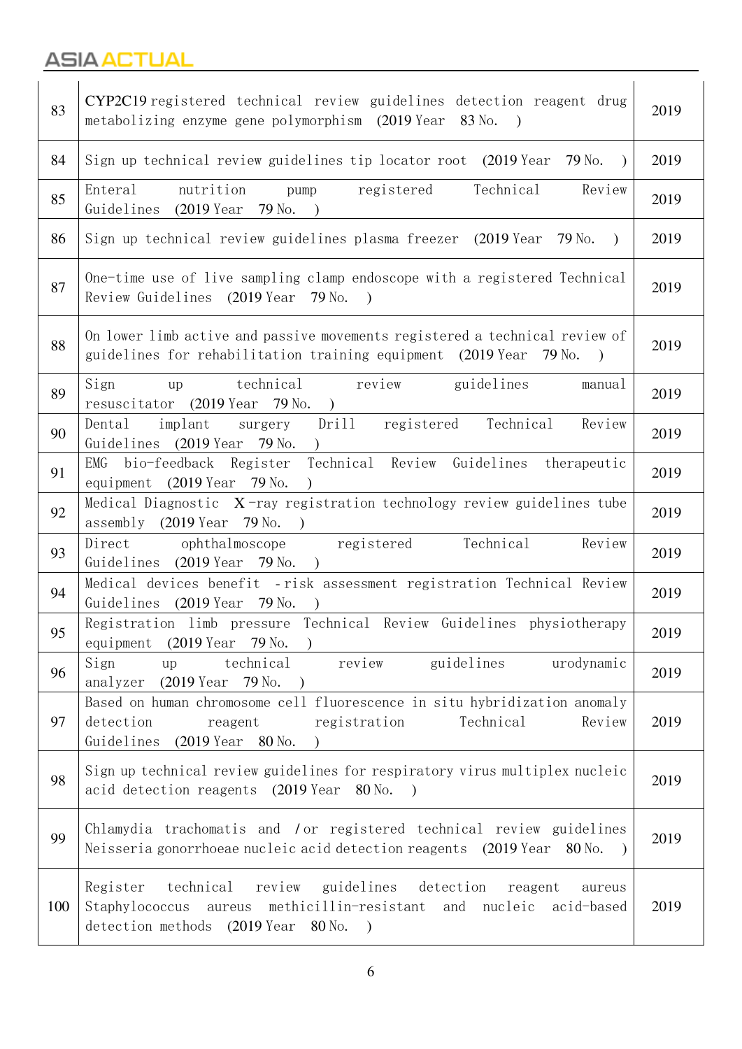| | | |
|---|---|---|
| 83 | CYP2C19 registered technical review guidelines detection reagent drug metabolizing enzyme gene polymorphism (2019 Year 83 No. ) | 2019 |
| 84 | Sign up technical review guidelines tip locator root (2019 Year 79 No. ) | 2019 |
| 85 | Enteral nutrition pump registered Technical Review Guidelines (2019 Year 79 No. ) | 2019 |
| 86 | Sign up technical review guidelines plasma freezer (2019 Year 79 No. ) | 2019 |
| 87 | One-time use of live sampling clamp endoscope with a registered Technical Review Guidelines (2019 Year 79 No. ) | 2019 |
| 88 | On lower limb active and passive movements registered a technical review of guidelines for rehabilitation training equipment (2019 Year 79 No. ) | 2019 |
| 89 | Sign up technical review guidelines manual resuscitator (2019 Year 79 No. ) | 2019 |
| 90 | Dental implant surgery Drill registered Technical Review Guidelines (2019 Year 79 No. ) | 2019 |
| 91 | EMG bio-feedback Register Technical Review Guidelines therapeutic equipment (2019 Year 79 No. ) | 2019 |
| 92 | Medical Diagnostic X -ray registration technology review guidelines tube assembly (2019 Year 79 No. ) | 2019 |
| 93 | Direct ophthalmoscope registered Technical Review Guidelines (2019 Year 79 No. ) | 2019 |
| 94 | Medical devices benefit - risk assessment registration Technical Review Guidelines (2019 Year 79 No. ) | 2019 |
| 95 | Registration limb pressure Technical Review Guidelines physiotherapy equipment (2019 Year 79 No. ) | 2019 |
| 96 | Sign up technical review guidelines urodynamic analyzer (2019 Year 79 No. ) | 2019 |
| 97 | Based on human chromosome cell fluorescence in situ hybridization anomaly detection reagent registration Technical Review Guidelines (2019 Year 80 No. ) | 2019 |
| 98 | Sign up technical review guidelines for respiratory virus multiplex nucleic acid detection reagents (2019 Year 80 No. ) | 2019 |
| 99 | Chlamydia trachomatis and / or registered technical review guidelines Neisseria gonorrhoeae nucleic acid detection reagents (2019 Year 80 No. ) | 2019 |
| 100 | Register technical review guidelines detection reagent aureus Staphylococcus aureus methicillin-resistant and nucleic acid-based detection methods (2019 Year 80 No. ) | 2019 |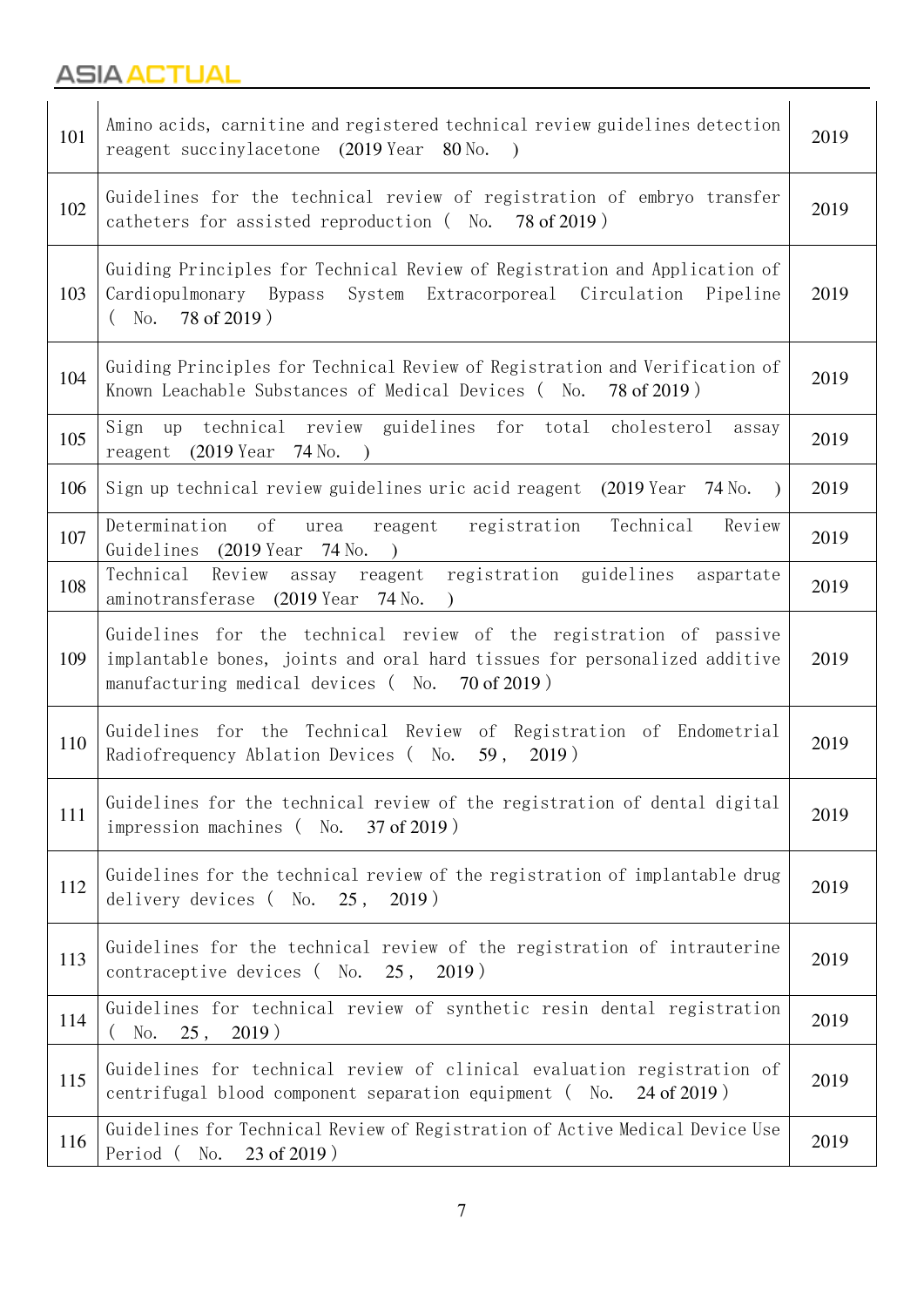| | | |
|---|---|---|
| 101 | Amino acids, carnitine and registered technical review guidelines detection reagent succinylacetone (2019 Year 80 No. ) | 2019 |
| 102 | Guidelines for the technical review of registration of embryo transfer catheters for assisted reproduction ( No. 78 of 2019 ) | 2019 |
| 103 | Guiding Principles for Technical Review of Registration and Application of Cardiopulmonary Bypass System Extracorporeal Circulation Pipeline ( No. 78 of 2019 ) | 2019 |
| 104 | Guiding Principles for Technical Review of Registration and Verification of Known Leachable Substances of Medical Devices ( No. 78 of 2019 ) | 2019 |
| 105 | Sign up technical review guidelines for total cholesterol assay reagent (2019 Year 74 No. ) | 2019 |
| 106 | Sign up technical review guidelines uric acid reagent (2019 Year 74 No. ) | 2019 |
| 107 | Determination of urea reagent registration Technical Review Guidelines (2019 Year 74 No. ) | 2019 |
| 108 | Technical Review assay reagent registration guidelines aspartate aminotransferase (2019 Year 74 No. ) | 2019 |
| 109 | Guidelines for the technical review of the registration of passive implantable bones, joints and oral hard tissues for personalized additive manufacturing medical devices ( No. 70 of 2019 ) | 2019 |
| 110 | Guidelines for the Technical Review of Registration of Endometrial Radiofrequency Ablation Devices ( No. 59 , 2019 ) | 2019 |
| 111 | Guidelines for the technical review of the registration of dental digital impression machines ( No. 37 of 2019 ) | 2019 |
| 112 | Guidelines for the technical review of the registration of implantable drug delivery devices ( No. 25 , 2019 ) | 2019 |
| 113 | Guidelines for the technical review of the registration of intrauterine contraceptive devices ( No. 25 , 2019 ) | 2019 |
| 114 | Guidelines for technical review of synthetic resin dental registration ( No. 25 , 2019 ) | 2019 |
| 115 | Guidelines for technical review of clinical evaluation registration of centrifugal blood component separation equipment ( No. 24 of 2019 ) | 2019 |
| 116 | Guidelines for Technical Review of Registration of Active Medical Device Use Period ( No. 23 of 2019 ) | 2019 |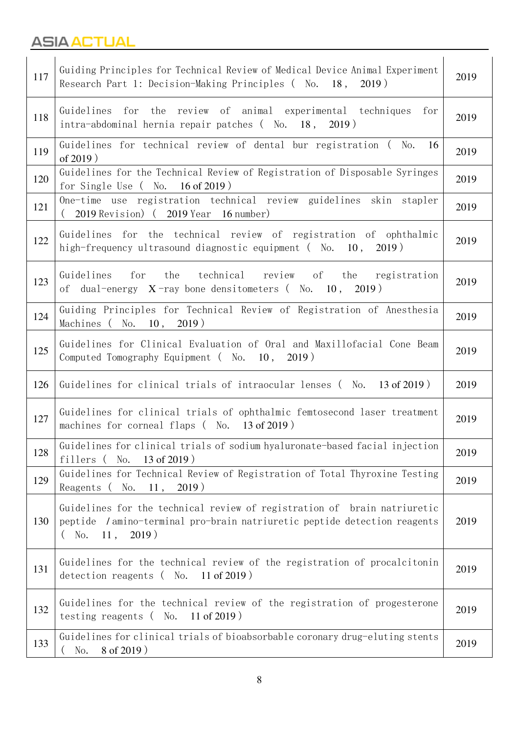| | | |
|---|---|---|
| 117 | Guiding Principles for Technical Review of Medical Device Animal Experiment Research Part 1: Decision-Making Principles ( No. 18 , 2019 ) | 2019 |
| 118 | Guidelines for the review of animal experimental techniques for intra-abdominal hernia repair patches ( No. 18 , 2019 ) | 2019 |
| 119 | Guidelines for technical review of dental bur registration ( No. 16 of 2019 ) | 2019 |
| 120 | Guidelines for the Technical Review of Registration of Disposable Syringes for Single Use ( No. 16 of 2019 ) | 2019 |
| 121 | One-time use registration technical review guidelines skin stapler ( 2019 Revision) ( 2019 Year 16 number) | 2019 |
| 122 | Guidelines for the technical review of registration of ophthalmic high-frequency ultrasound diagnostic equipment ( No. 10 , 2019 ) | 2019 |
| 123 | Guidelines for the technical review of the registration of dual-energy X-ray bone densitometers ( No. 10 , 2019 ) | 2019 |
| 124 | Guiding Principles for Technical Review of Registration of Anesthesia Machines ( No. 10 , 2019 ) | 2019 |
| 125 | Guidelines for Clinical Evaluation of Oral and Maxillofacial Cone Beam Computed Tomography Equipment ( No. 10 , 2019 ) | 2019 |
| 126 | Guidelines for clinical trials of intraocular lenses ( No. 13 of 2019 ) | 2019 |
| 127 | Guidelines for clinical trials of ophthalmic femtosecond laser treatment machines for corneal flaps ( No. 13 of 2019 ) | 2019 |
| 128 | Guidelines for clinical trials of sodium hyaluronate-based facial injection fillers ( No. 13 of 2019 ) | 2019 |
| 129 | Guidelines for Technical Review of Registration of Total Thyroxine Testing Reagents ( No. 11 , 2019 ) | 2019 |
| 130 | Guidelines for the technical review of registration of brain natriuretic peptide / amino-terminal pro-brain natriuretic peptide detection reagents ( No. 11 , 2019 ) | 2019 |
| 131 | Guidelines for the technical review of the registration of procalcitonin detection reagents ( No. 11 of 2019 ) | 2019 |
| 132 | Guidelines for the technical review of the registration of progesterone testing reagents ( No. 11 of 2019 ) | 2019 |
| 133 | Guidelines for clinical trials of bioabsorbable coronary drug-eluting stents ( No. 8 of 2019 ) | 2019 |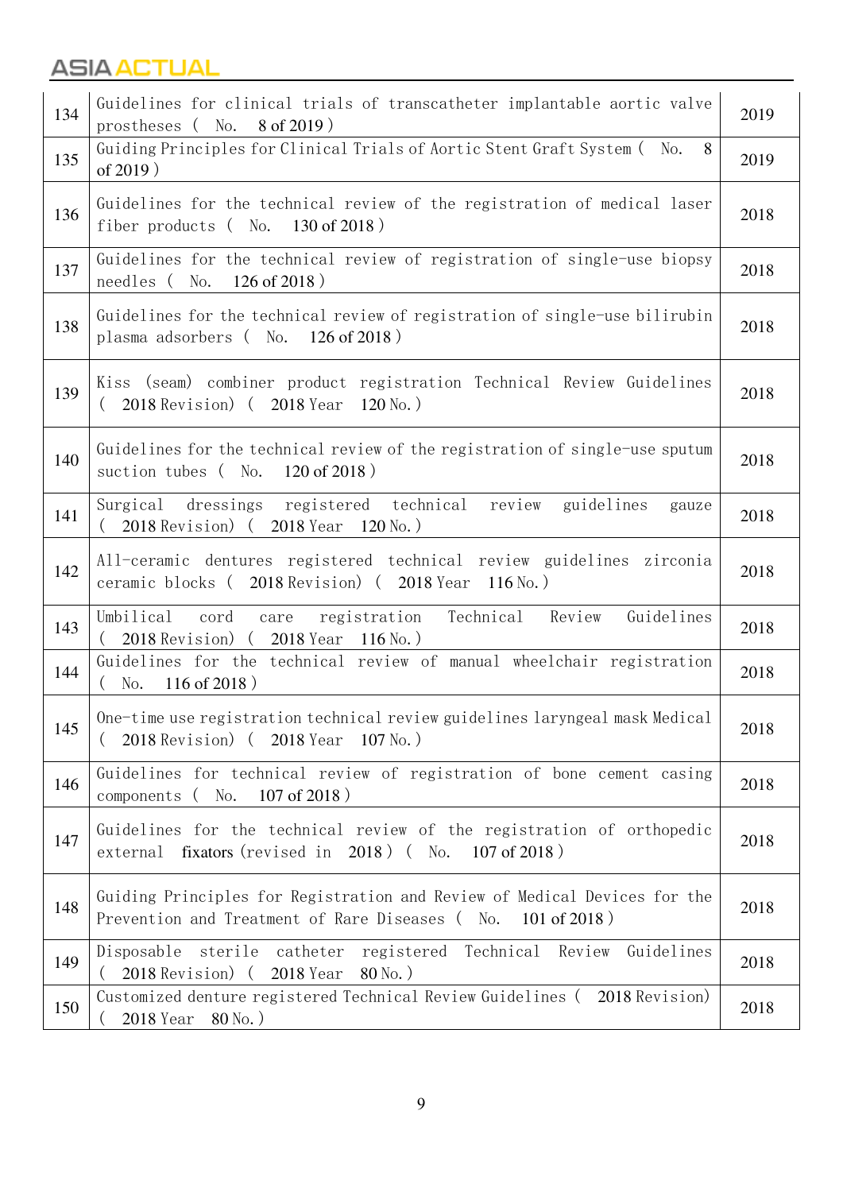| | | |
|---|---|---|
| 134 | Guidelines for clinical trials of transcatheter implantable aortic valve prostheses ( No. 8 of 2019 ) | 2019 |
| 135 | Guiding Principles for Clinical Trials of Aortic Stent Graft System ( No. 8 of 2019 ) | 2019 |
| 136 | Guidelines for the technical review of the registration of medical laser fiber products ( No. 130 of 2018 ) | 2018 |
| 137 | Guidelines for the technical review of registration of single-use biopsy needles ( No. 126 of 2018 ) | 2018 |
| 138 | Guidelines for the technical review of registration of single-use bilirubin plasma adsorbers ( No. 126 of 2018 ) | 2018 |
| 139 | Kiss (seam) combiner product registration Technical Review Guidelines ( 2018 Revision) ( 2018 Year 120 No. ) | 2018 |
| 140 | Guidelines for the technical review of the registration of single-use sputum suction tubes ( No. 120 of 2018 ) | 2018 |
| 141 | Surgical dressings registered technical review guidelines gauze ( 2018 Revision) ( 2018 Year 120 No. ) | 2018 |
| 142 | All-ceramic dentures registered technical review guidelines zirconia ceramic blocks ( 2018 Revision) ( 2018 Year 116 No. ) | 2018 |
| 143 | Umbilical cord care registration Technical Review Guidelines ( 2018 Revision) ( 2018 Year 116 No. ) | 2018 |
| 144 | Guidelines for the technical review of manual wheelchair registration ( No. 116 of 2018 ) | 2018 |
| 145 | One-time use registration technical review guidelines laryngeal mask Medical ( 2018 Revision) ( 2018 Year 107 No. ) | 2018 |
| 146 | Guidelines for technical review of registration of bone cement casing components ( No. 107 of 2018 ) | 2018 |
| 147 | Guidelines for the technical review of the registration of orthopedic external fixators (revised in 2018 ) ( No. 107 of 2018 ) | 2018 |
| 148 | Guiding Principles for Registration and Review of Medical Devices for the Prevention and Treatment of Rare Diseases ( No. 101 of 2018 ) | 2018 |
| 149 | Disposable sterile catheter registered Technical Review Guidelines ( 2018 Revision) ( 2018 Year 80 No. ) | 2018 |
| 150 | Customized denture registered Technical Review Guidelines ( 2018 Revision) ( 2018 Year 80 No. ) | 2018 |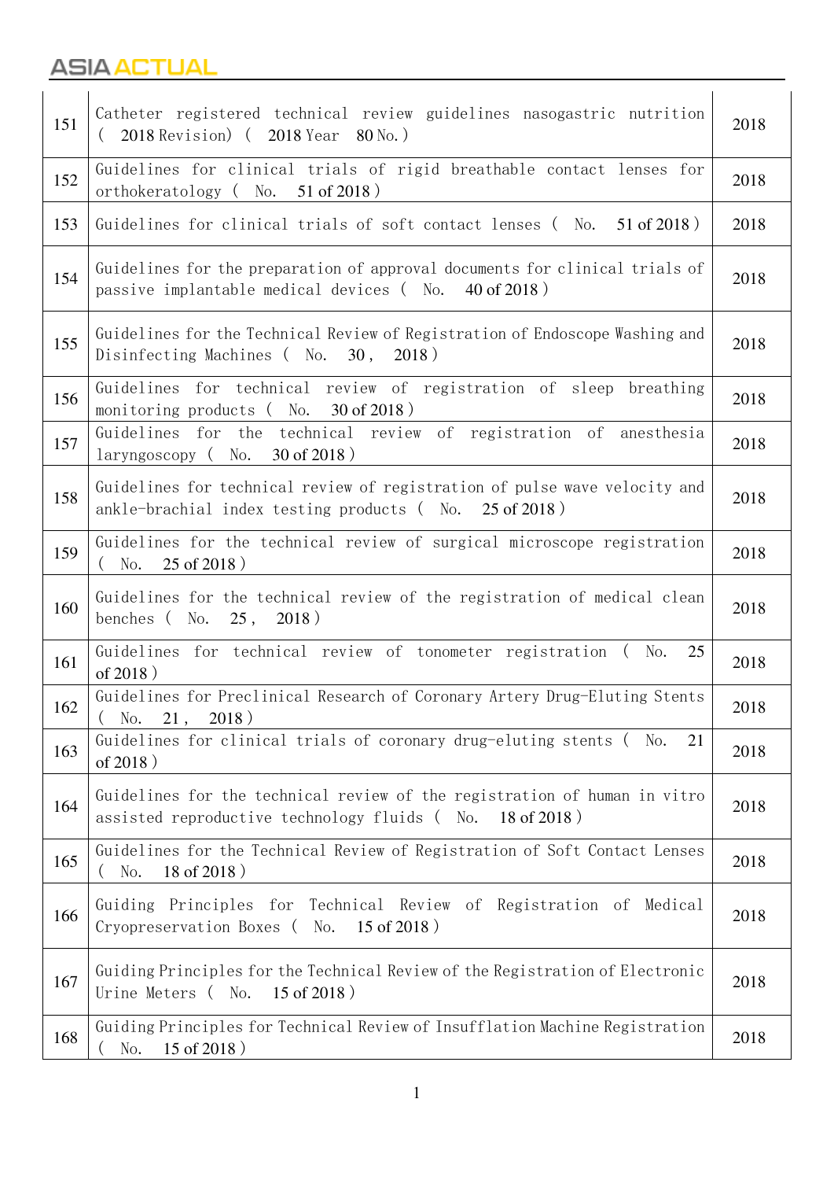| | | |
|---|---|---|
| 151 | Catheter registered technical review guidelines nasogastric nutrition ( 2018 Revision) ( 2018 Year 80 No. ) | 2018 |
| 152 | Guidelines for clinical trials of rigid breathable contact lenses for orthokeratology ( No. 51 of 2018 ) | 2018 |
| 153 | Guidelines for clinical trials of soft contact lenses ( No. 51 of 2018 ) | 2018 |
| 154 | Guidelines for the preparation of approval documents for clinical trials of passive implantable medical devices ( No. 40 of 2018 ) | 2018 |
| 155 | Guidelines for the Technical Review of Registration of Endoscope Washing and Disinfecting Machines ( No. 30 , 2018 ) | 2018 |
| 156 | Guidelines for technical review of registration of sleep breathing monitoring products ( No. 30 of 2018 ) | 2018 |
| 157 | Guidelines for the technical review of registration of anesthesia laryngoscopy ( No. 30 of 2018 ) | 2018 |
| 158 | Guidelines for technical review of registration of pulse wave velocity and ankle-brachial index testing products ( No. 25 of 2018 ) | 2018 |
| 159 | Guidelines for the technical review of surgical microscope registration ( No. 25 of 2018 ) | 2018 |
| 160 | Guidelines for the technical review of the registration of medical clean benches ( No. 25 , 2018 ) | 2018 |
| 161 | Guidelines for technical review of tonometer registration ( No. 25 of 2018 ) | 2018 |
| 162 | Guidelines for Preclinical Research of Coronary Artery Drug-Eluting Stents ( No. 21 , 2018 ) | 2018 |
| 163 | Guidelines for clinical trials of coronary drug-eluting stents ( No. 21 of 2018 ) | 2018 |
| 164 | Guidelines for the technical review of the registration of human in vitro assisted reproductive technology fluids ( No. 18 of 2018 ) | 2018 |
| 165 | Guidelines for the Technical Review of Registration of Soft Contact Lenses ( No. 18 of 2018 ) | 2018 |
| 166 | Guiding Principles for Technical Review of Registration of Medical Cryopreservation Boxes ( No. 15 of 2018 ) | 2018 |
| 167 | Guiding Principles for the Technical Review of the Registration of Electronic Urine Meters ( No. 15 of 2018 ) | 2018 |
| 168 | Guiding Principles for Technical Review of Insufflation Machine Registration ( No. 15 of 2018 ) | 2018 |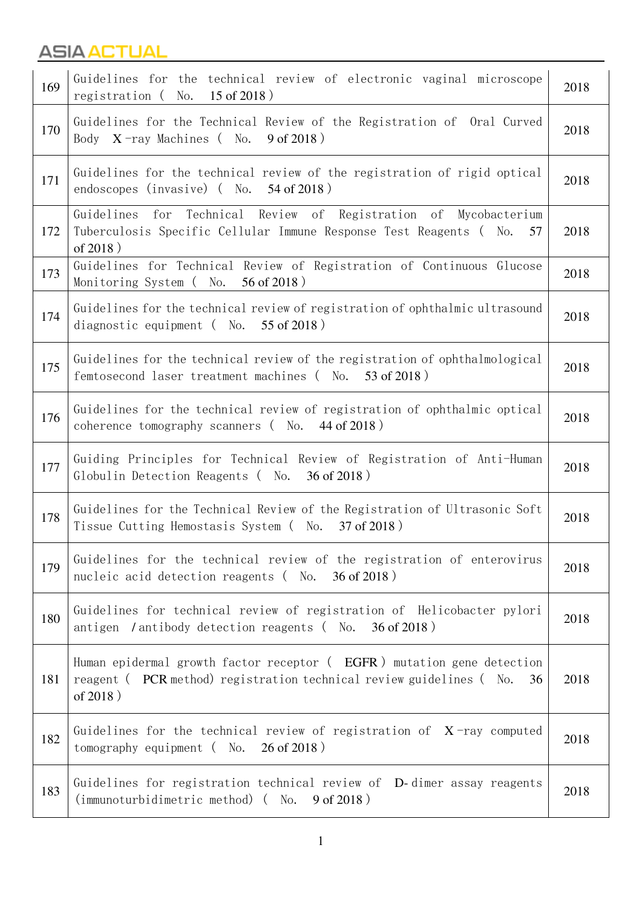| | | |
|---|---|---|
| 169 | Guidelines for the technical review of electronic vaginal microscope registration ( No. 15 of 2018 ) | 2018 |
| 170 | Guidelines for the Technical Review of the Registration of Oral Curved Body X-ray Machines ( No. 9 of 2018 ) | 2018 |
| 171 | Guidelines for the technical review of the registration of rigid optical endoscopes (invasive) ( No. 54 of 2018 ) | 2018 |
| 172 | Guidelines for Technical Review of Registration of Mycobacterium Tuberculosis Specific Cellular Immune Response Test Reagents ( No. 57 of 2018 ) | 2018 |
| 173 | Guidelines for Technical Review of Registration of Continuous Glucose Monitoring System ( No. 56 of 2018 ) | 2018 |
| 174 | Guidelines for the technical review of registration of ophthalmic ultrasound diagnostic equipment ( No. 55 of 2018 ) | 2018 |
| 175 | Guidelines for the technical review of the registration of ophthalmological femtosecond laser treatment machines ( No. 53 of 2018 ) | 2018 |
| 176 | Guidelines for the technical review of registration of ophthalmic optical coherence tomography scanners ( No. 44 of 2018 ) | 2018 |
| 177 | Guiding Principles for Technical Review of Registration of Anti-Human Globulin Detection Reagents ( No. 36 of 2018 ) | 2018 |
| 178 | Guidelines for the Technical Review of the Registration of Ultrasonic Soft Tissue Cutting Hemostasis System ( No. 37 of 2018 ) | 2018 |
| 179 | Guidelines for the technical review of the registration of enterovirus nucleic acid detection reagents ( No. 36 of 2018 ) | 2018 |
| 180 | Guidelines for technical review of registration of Helicobacter pylori antigen /antibody detection reagents ( No. 36 of 2018 ) | 2018 |
| 181 | Human epidermal growth factor receptor ( EGFR ) mutation gene detection reagent ( PCR method) registration technical review guidelines ( No. 36 of 2018 ) | 2018 |
| 182 | Guidelines for the technical review of registration of X-ray computed tomography equipment ( No. 26 of 2018 ) | 2018 |
| 183 | Guidelines for registration technical review of D-dimer assay reagents (immunoturbidimetric method) ( No. 9 of 2018 ) | 2018 |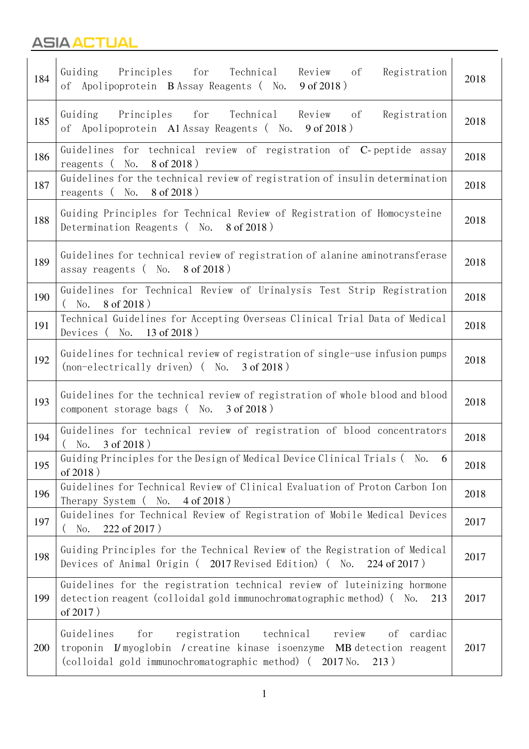| | | |
|---|---|---|
| 184 | Guiding Principles for Technical Review of Registration of Apolipoprotein B Assay Reagents ( No. 9 of 2018 ) | 2018 |
| 185 | Guiding Principles for Technical Review of Registration of Apolipoprotein A1 Assay Reagents ( No. 9 of 2018 ) | 2018 |
| 186 | Guidelines for technical review of registration of C-peptide assay reagents ( No. 8 of 2018 ) | 2018 |
| 187 | Guidelines for the technical review of registration of insulin determination reagents ( No. 8 of 2018 ) | 2018 |
| 188 | Guiding Principles for Technical Review of Registration of Homocysteine Determination Reagents ( No. 8 of 2018 ) | 2018 |
| 189 | Guidelines for technical review of registration of alanine aminotransferase assay reagents ( No. 8 of 2018 ) | 2018 |
| 190 | Guidelines for Technical Review of Urinalysis Test Strip Registration ( No. 8 of 2018 ) | 2018 |
| 191 | Technical Guidelines for Accepting Overseas Clinical Trial Data of Medical Devices ( No. 13 of 2018 ) | 2018 |
| 192 | Guidelines for technical review of registration of single-use infusion pumps (non-electrically driven) ( No. 3 of 2018 ) | 2018 |
| 193 | Guidelines for the technical review of registration of whole blood and blood component storage bags ( No. 3 of 2018 ) | 2018 |
| 194 | Guidelines for technical review of registration of blood concentrators ( No. 3 of 2018 ) | 2018 |
| 195 | Guiding Principles for the Design of Medical Device Clinical Trials ( No. 6 of 2018 ) | 2018 |
| 196 | Guidelines for Technical Review of Clinical Evaluation of Proton Carbon Ion Therapy System ( No. 4 of 2018 ) | 2018 |
| 197 | Guidelines for Technical Review of Registration of Mobile Medical Devices ( No. 222 of 2017 ) | 2017 |
| 198 | Guiding Principles for the Technical Review of the Registration of Medical Devices of Animal Origin ( 2017 Revised Edition) ( No. 224 of 2017 ) | 2017 |
| 199 | Guidelines for the registration technical review of luteinizing hormone detection reagent (colloidal gold immunochromatographic method) ( No. 213 of 2017 ) | 2017 |
| 200 | Guidelines for registration technical review of cardiac troponin I/myoglobin /creatine kinase isoenzyme MB detection reagent (colloidal gold immunochromatographic method) ( 2017 No. 213 ) | 2017 |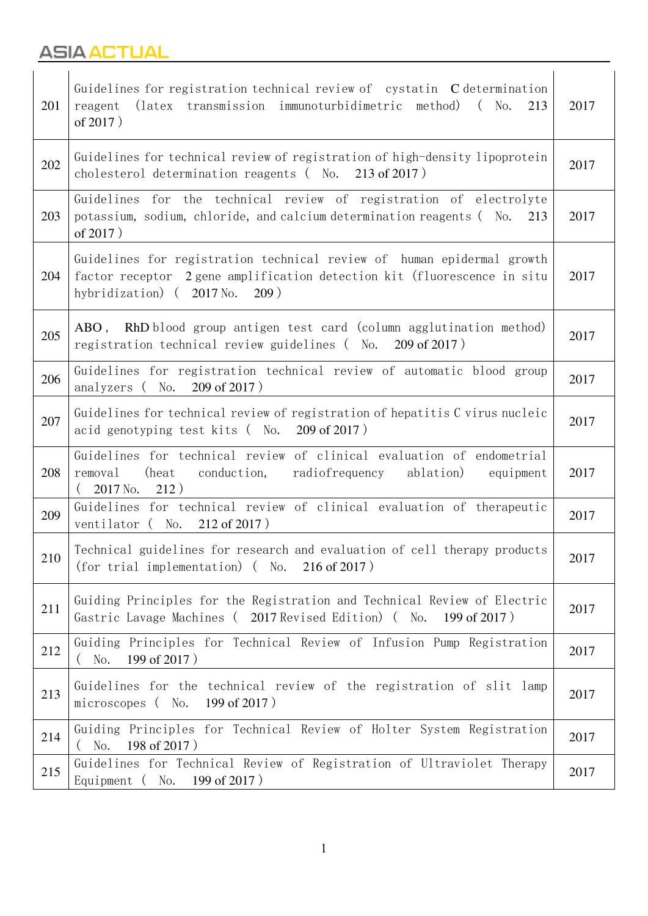| | | |
|---|---|---|
| 201 | Guidelines for registration technical review of cystatin C determination reagent (latex transmission immunoturbidimetric method) ( No. 213 of 2017 ) | 2017 |
| 202 | Guidelines for technical review of registration of high-density lipoprotein cholesterol determination reagents ( No. 213 of 2017 ) | 2017 |
| 203 | Guidelines for the technical review of registration of electrolyte potassium, sodium, chloride, and calcium determination reagents ( No. 213 of 2017 ) | 2017 |
| 204 | Guidelines for registration technical review of human epidermal growth factor receptor 2 gene amplification detection kit (fluorescence in situ hybridization) ( 2017 No. 209 ) | 2017 |
| 205 | ABO , RhD blood group antigen test card (column agglutination method) registration technical review guidelines ( No. 209 of 2017 ) | 2017 |
| 206 | Guidelines for registration technical review of automatic blood group analyzers ( No. 209 of 2017 ) | 2017 |
| 207 | Guidelines for technical review of registration of hepatitis C virus nucleic acid genotyping test kits ( No. 209 of 2017 ) | 2017 |
| 208 | Guidelines for technical review of clinical evaluation of endometrial removal (heat conduction, radiofrequency ablation) equipment ( 2017 No. 212 ) | 2017 |
| 209 | Guidelines for technical review of clinical evaluation of therapeutic ventilator ( No. 212 of 2017 ) | 2017 |
| 210 | Technical guidelines for research and evaluation of cell therapy products (for trial implementation) ( No. 216 of 2017 ) | 2017 |
| 211 | Guiding Principles for the Registration and Technical Review of Electric Gastric Lavage Machines ( 2017 Revised Edition) ( No. 199 of 2017 ) | 2017 |
| 212 | Guiding Principles for Technical Review of Infusion Pump Registration ( No. 199 of 2017 ) | 2017 |
| 213 | Guidelines for the technical review of the registration of slit lamp microscopes ( No. 199 of 2017 ) | 2017 |
| 214 | Guiding Principles for Technical Review of Holter System Registration ( No. 198 of 2017 ) | 2017 |
| 215 | Guidelines for Technical Review of Registration of Ultraviolet Therapy Equipment ( No. 199 of 2017 ) | 2017 |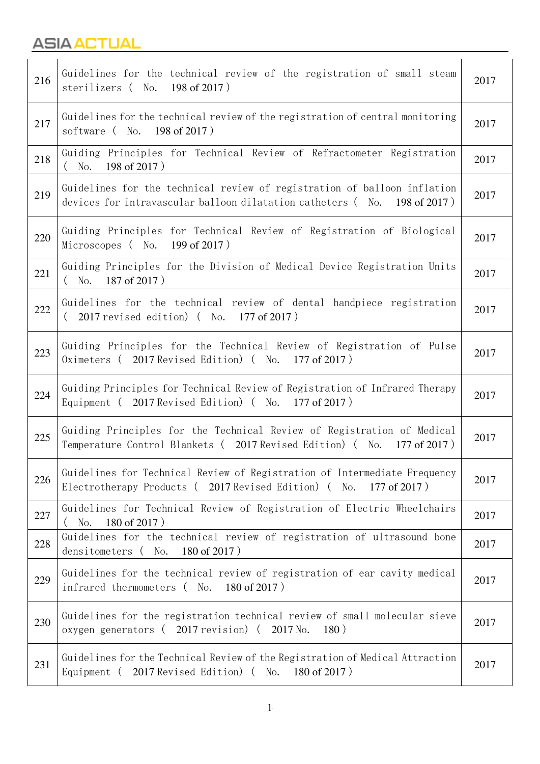| | | |
|---|---|---|
| 216 | Guidelines for the technical review of the registration of small steam sterilizers ( No. 198 of 2017 ) | 2017 |
| 217 | Guidelines for the technical review of the registration of central monitoring software ( No. 198 of 2017 ) | 2017 |
| 218 | Guiding Principles for Technical Review of Refractometer Registration ( No. 198 of 2017 ) | 2017 |
| 219 | Guidelines for the technical review of registration of balloon inflation devices for intravascular balloon dilatation catheters ( No. 198 of 2017 ) | 2017 |
| 220 | Guiding Principles for Technical Review of Registration of Biological Microscopes ( No. 199 of 2017 ) | 2017 |
| 221 | Guiding Principles for the Division of Medical Device Registration Units ( No. 187 of 2017 ) | 2017 |
| 222 | Guidelines for the technical review of dental handpiece registration ( 2017 revised edition) ( No. 177 of 2017 ) | 2017 |
| 223 | Guiding Principles for the Technical Review of Registration of Pulse Oximeters ( 2017 Revised Edition) ( No. 177 of 2017 ) | 2017 |
| 224 | Guiding Principles for Technical Review of Registration of Infrared Therapy Equipment ( 2017 Revised Edition) ( No. 177 of 2017 ) | 2017 |
| 225 | Guiding Principles for the Technical Review of Registration of Medical Temperature Control Blankets ( 2017 Revised Edition) ( No. 177 of 2017 ) | 2017 |
| 226 | Guidelines for Technical Review of Registration of Intermediate Frequency Electrotherapy Products ( 2017 Revised Edition) ( No. 177 of 2017 ) | 2017 |
| 227 | Guidelines for Technical Review of Registration of Electric Wheelchairs ( No. 180 of 2017 ) | 2017 |
| 228 | Guidelines for the technical review of registration of ultrasound bone densitometers ( No. 180 of 2017 ) | 2017 |
| 229 | Guidelines for the technical review of registration of ear cavity medical infrared thermometers ( No. 180 of 2017 ) | 2017 |
| 230 | Guidelines for the registration technical review of small molecular sieve oxygen generators ( 2017 revision) ( 2017 No. 180 ) | 2017 |
| 231 | Guidelines for the Technical Review of the Registration of Medical Attraction Equipment ( 2017 Revised Edition) ( No. 180 of 2017 ) | 2017 |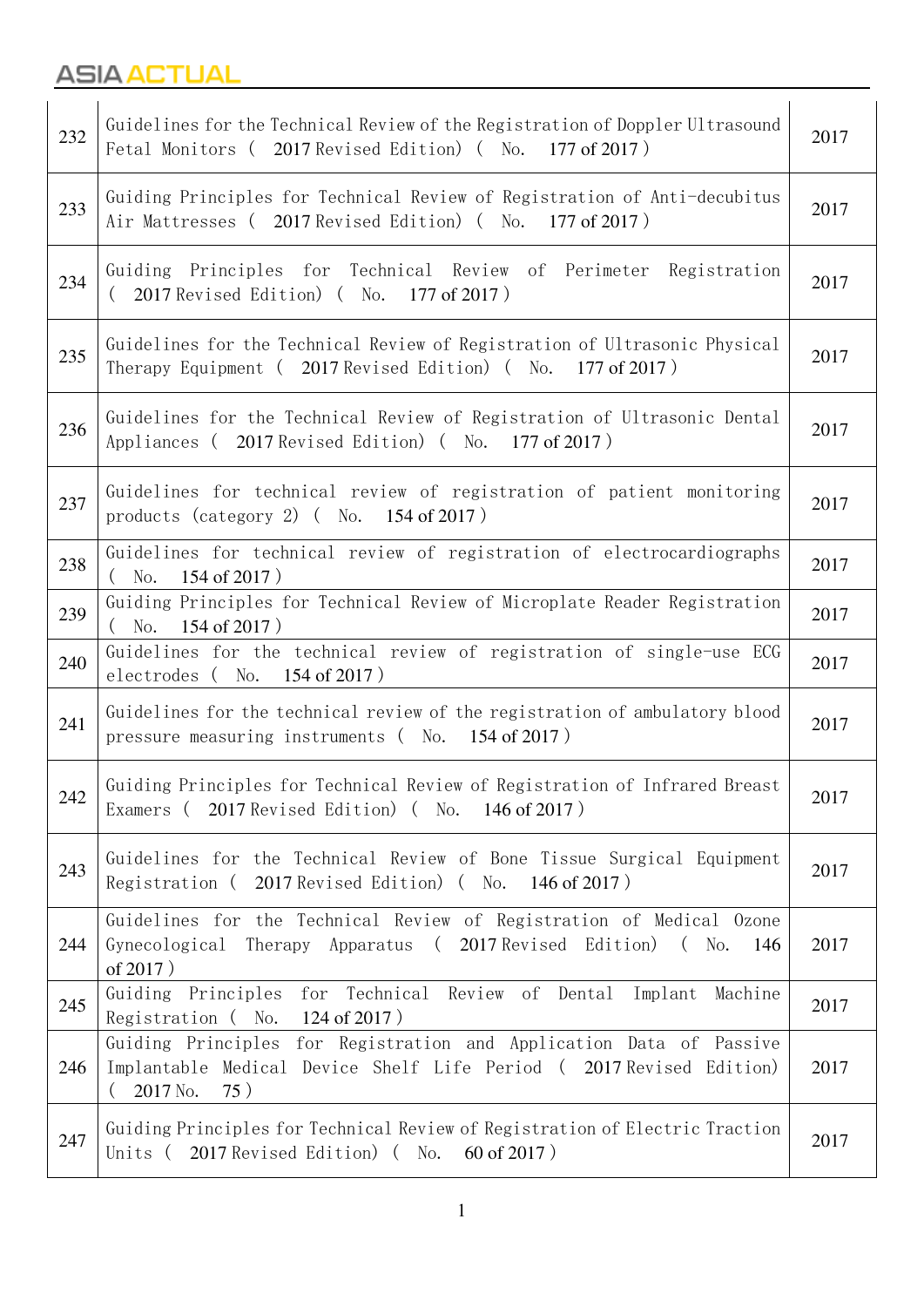| | | |
|---|---|---|
| 232 | Guidelines for the Technical Review of the Registration of Doppler Ultrasound Fetal Monitors ( 2017 Revised Edition) ( No. 177 of 2017 ) | 2017 |
| 233 | Guiding Principles for Technical Review of Registration of Anti-decubitus Air Mattresses ( 2017 Revised Edition) ( No. 177 of 2017 ) | 2017 |
| 234 | Guiding Principles for Technical Review of Perimeter Registration ( 2017 Revised Edition) ( No. 177 of 2017 ) | 2017 |
| 235 | Guidelines for the Technical Review of Registration of Ultrasonic Physical Therapy Equipment ( 2017 Revised Edition) ( No. 177 of 2017 ) | 2017 |
| 236 | Guidelines for the Technical Review of Registration of Ultrasonic Dental Appliances ( 2017 Revised Edition) ( No. 177 of 2017 ) | 2017 |
| 237 | Guidelines for technical review of registration of patient monitoring products (category 2) ( No. 154 of 2017 ) | 2017 |
| 238 | Guidelines for technical review of registration of electrocardiographs ( No. 154 of 2017 ) | 2017 |
| 239 | Guiding Principles for Technical Review of Microplate Reader Registration ( No. 154 of 2017 ) | 2017 |
| 240 | Guidelines for the technical review of registration of single-use ECG electrodes ( No. 154 of 2017 ) | 2017 |
| 241 | Guidelines for the technical review of the registration of ambulatory blood pressure measuring instruments ( No. 154 of 2017 ) | 2017 |
| 242 | Guiding Principles for Technical Review of Registration of Infrared Breast Examers ( 2017 Revised Edition) ( No. 146 of 2017 ) | 2017 |
| 243 | Guidelines for the Technical Review of Bone Tissue Surgical Equipment Registration ( 2017 Revised Edition) ( No. 146 of 2017 ) | 2017 |
| 244 | Guidelines for the Technical Review of Registration of Medical Ozone Gynecological Therapy Apparatus ( 2017 Revised Edition) ( No. 146 of 2017 ) | 2017 |
| 245 | Guiding Principles for Technical Review of Dental Implant Machine Registration ( No. 124 of 2017 ) | 2017 |
| 246 | Guiding Principles for Registration and Application Data of Passive Implantable Medical Device Shelf Life Period ( 2017 Revised Edition) ( 2017 No. 75 ) | 2017 |
| 247 | Guiding Principles for Technical Review of Registration of Electric Traction Units ( 2017 Revised Edition) ( No. 60 of 2017 ) | 2017 |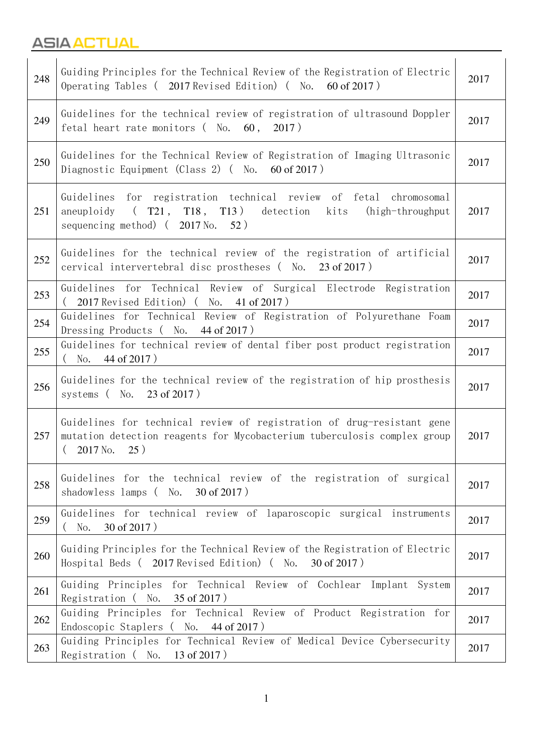| | | |
|---|---|---|
| 248 | Guiding Principles for the Technical Review of the Registration of Electric Operating Tables（ 2017 Revised Edition）（ No. 60 of 2017） | 2017 |
| 249 | Guidelines for the technical review of registration of ultrasound Doppler fetal heart rate monitors（ No. 60， 2017） | 2017 |
| 250 | Guidelines for the Technical Review of Registration of Imaging Ultrasonic Diagnostic Equipment (Class 2)（ No. 60 of 2017） | 2017 |
| 251 | Guidelines for registration technical review of fetal chromosomal aneuploidy （ T21， T18， T13） detection kits (high-throughput sequencing method)（ 2017 No. 52） | 2017 |
| 252 | Guidelines for the technical review of the registration of artificial cervical intervertebral disc prostheses（ No. 23 of 2017） | 2017 |
| 253 | Guidelines for Technical Review of Surgical Electrode Registration（ 2017 Revised Edition）（ No. 41 of 2017） | 2017 |
| 254 | Guidelines for Technical Review of Registration of Polyurethane Foam Dressing Products（ No. 44 of 2017） | 2017 |
| 255 | Guidelines for technical review of dental fiber post product registration（ No. 44 of 2017） | 2017 |
| 256 | Guidelines for the technical review of the registration of hip prosthesis systems（ No. 23 of 2017） | 2017 |
| 257 | Guidelines for technical review of registration of drug-resistant gene mutation detection reagents for Mycobacterium tuberculosis complex group（ 2017 No. 25） | 2017 |
| 258 | Guidelines for the technical review of the registration of surgical shadowless lamps（ No. 30 of 2017） | 2017 |
| 259 | Guidelines for technical review of laparoscopic surgical instruments（ No. 30 of 2017） | 2017 |
| 260 | Guiding Principles for the Technical Review of the Registration of Electric Hospital Beds（ 2017 Revised Edition）（ No. 30 of 2017） | 2017 |
| 261 | Guiding Principles for Technical Review of Cochlear Implant System Registration（ No. 35 of 2017） | 2017 |
| 262 | Guiding Principles for Technical Review of Product Registration for Endoscopic Staplers（ No. 44 of 2017） | 2017 |
| 263 | Guiding Principles for Technical Review of Medical Device Cybersecurity Registration（ No. 13 of 2017） | 2017 |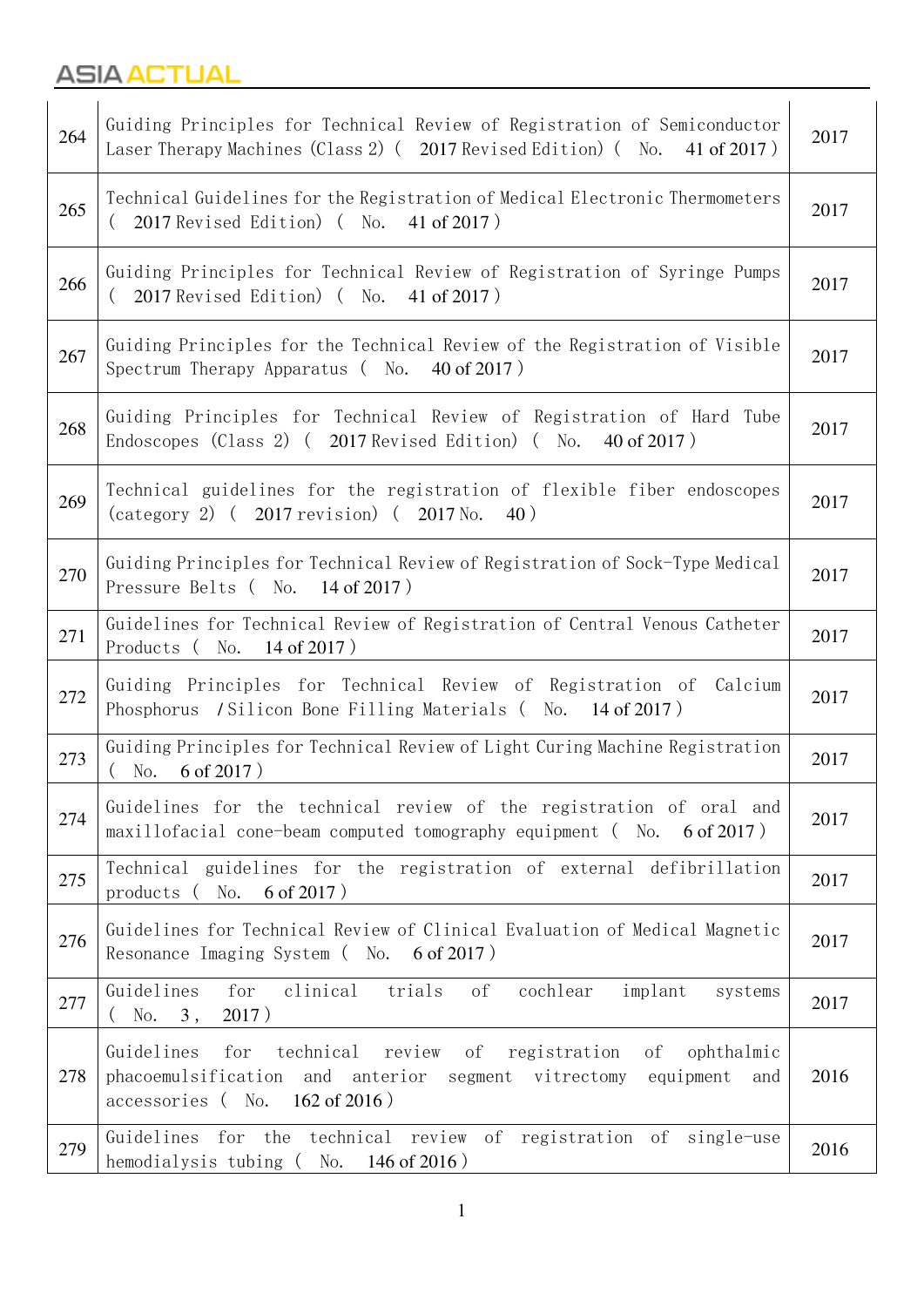| | | |
|---|---|---|
| 264 | Guiding Principles for Technical Review of Registration of Semiconductor Laser Therapy Machines (Class 2) ( 2017 Revised Edition) ( No. 41 of 2017 ) | 2017 |
| 265 | Technical Guidelines for the Registration of Medical Electronic Thermometers ( 2017 Revised Edition) ( No. 41 of 2017 ) | 2017 |
| 266 | Guiding Principles for Technical Review of Registration of Syringe Pumps ( 2017 Revised Edition) ( No. 41 of 2017 ) | 2017 |
| 267 | Guiding Principles for the Technical Review of the Registration of Visible Spectrum Therapy Apparatus ( No. 40 of 2017 ) | 2017 |
| 268 | Guiding Principles for Technical Review of Registration of Hard Tube Endoscopes (Class 2) ( 2017 Revised Edition) ( No. 40 of 2017 ) | 2017 |
| 269 | Technical guidelines for the registration of flexible fiber endoscopes (category 2) ( 2017 revision) ( 2017 No. 40 ) | 2017 |
| 270 | Guiding Principles for Technical Review of Registration of Sock-Type Medical Pressure Belts ( No. 14 of 2017 ) | 2017 |
| 271 | Guidelines for Technical Review of Registration of Central Venous Catheter Products ( No. 14 of 2017 ) | 2017 |
| 272 | Guiding Principles for Technical Review of Registration of Calcium Phosphorus /Silicon Bone Filling Materials ( No. 14 of 2017 ) | 2017 |
| 273 | Guiding Principles for Technical Review of Light Curing Machine Registration ( No. 6 of 2017 ) | 2017 |
| 274 | Guidelines for the technical review of the registration of oral and maxillofacial cone-beam computed tomography equipment ( No. 6 of 2017 ) | 2017 |
| 275 | Technical guidelines for the registration of external defibrillation products ( No. 6 of 2017 ) | 2017 |
| 276 | Guidelines for Technical Review of Clinical Evaluation of Medical Magnetic Resonance Imaging System ( No. 6 of 2017 ) | 2017 |
| 277 | Guidelines for clinical trials of cochlear implant systems ( No. 3 , 2017 ) | 2017 |
| 278 | Guidelines for technical review of registration of ophthalmic phacoemulsification and anterior segment vitrectomy equipment and accessories ( No. 162 of 2016 ) | 2016 |
| 279 | Guidelines for the technical review of registration of single-use hemodialysis tubing ( No. 146 of 2016 ) | 2016 |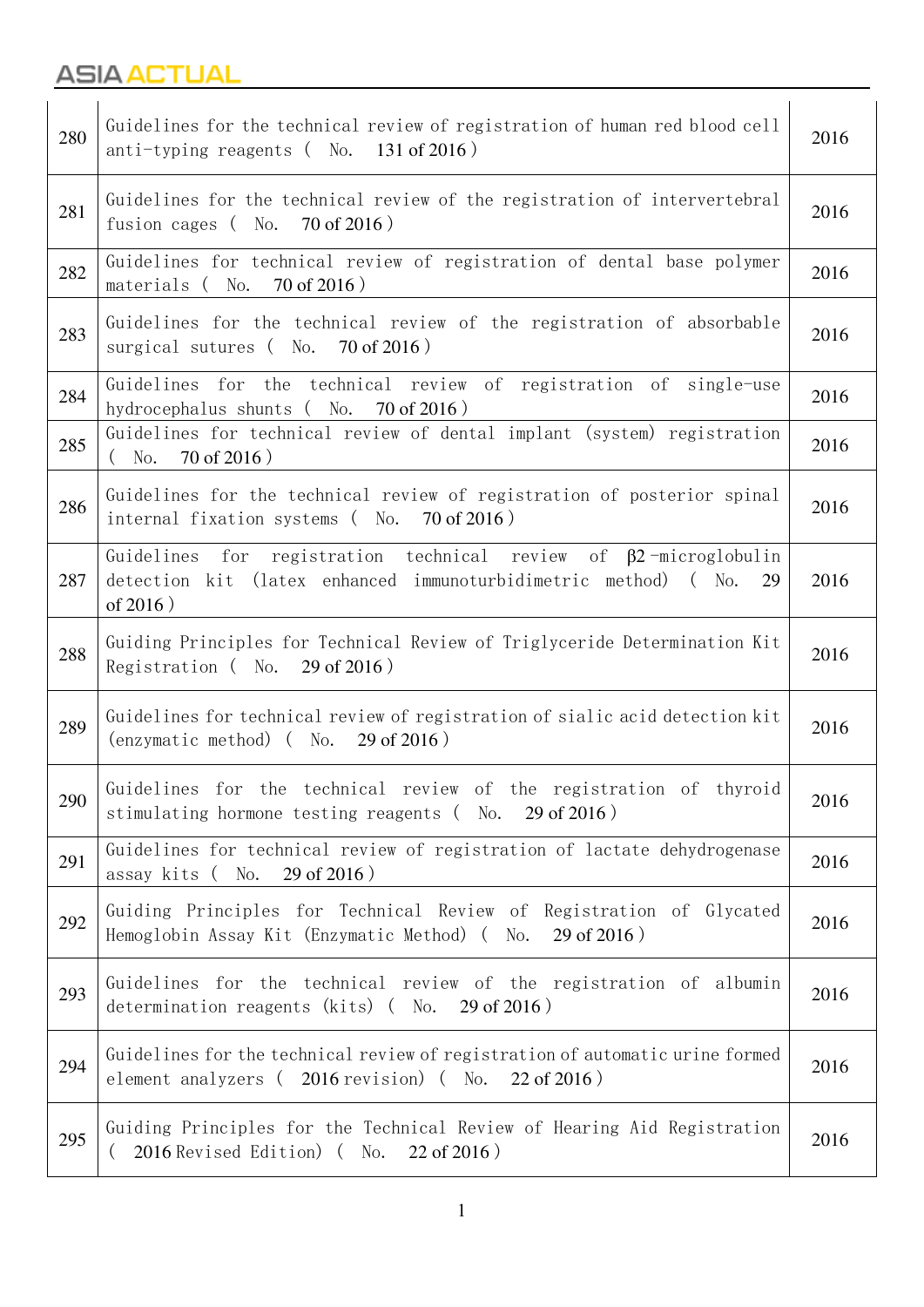| | | |
|---|---|---|
| 280 | Guidelines for the technical review of registration of human red blood cell anti-typing reagents ( No. 131 of 2016 ) | 2016 |
| 281 | Guidelines for the technical review of the registration of intervertebral fusion cages ( No. 70 of 2016 ) | 2016 |
| 282 | Guidelines for technical review of registration of dental base polymer materials ( No. 70 of 2016 ) | 2016 |
| 283 | Guidelines for the technical review of the registration of absorbable surgical sutures ( No. 70 of 2016 ) | 2016 |
| 284 | Guidelines for the technical review of registration of single-use hydrocephalus shunts ( No. 70 of 2016 ) | 2016 |
| 285 | Guidelines for technical review of dental implant (system) registration ( No. 70 of 2016 ) | 2016 |
| 286 | Guidelines for the technical review of registration of posterior spinal internal fixation systems ( No. 70 of 2016 ) | 2016 |
| 287 | Guidelines for registration technical review of β2-microglobulin detection kit (latex enhanced immunoturbidimetric method) ( No. 29 of 2016 ) | 2016 |
| 288 | Guiding Principles for Technical Review of Triglyceride Determination Kit Registration ( No. 29 of 2016 ) | 2016 |
| 289 | Guidelines for technical review of registration of sialic acid detection kit (enzymatic method) ( No. 29 of 2016 ) | 2016 |
| 290 | Guidelines for the technical review of the registration of thyroid stimulating hormone testing reagents ( No. 29 of 2016 ) | 2016 |
| 291 | Guidelines for technical review of registration of lactate dehydrogenase assay kits ( No. 29 of 2016 ) | 2016 |
| 292 | Guiding Principles for Technical Review of Registration of Glycated Hemoglobin Assay Kit (Enzymatic Method) ( No. 29 of 2016 ) | 2016 |
| 293 | Guidelines for the technical review of the registration of albumin determination reagents (kits) ( No. 29 of 2016 ) | 2016 |
| 294 | Guidelines for the technical review of registration of automatic urine formed element analyzers ( 2016 revision) ( No. 22 of 2016 ) | 2016 |
| 295 | Guiding Principles for the Technical Review of Hearing Aid Registration ( 2016 Revised Edition) ( No. 22 of 2016 ) | 2016 |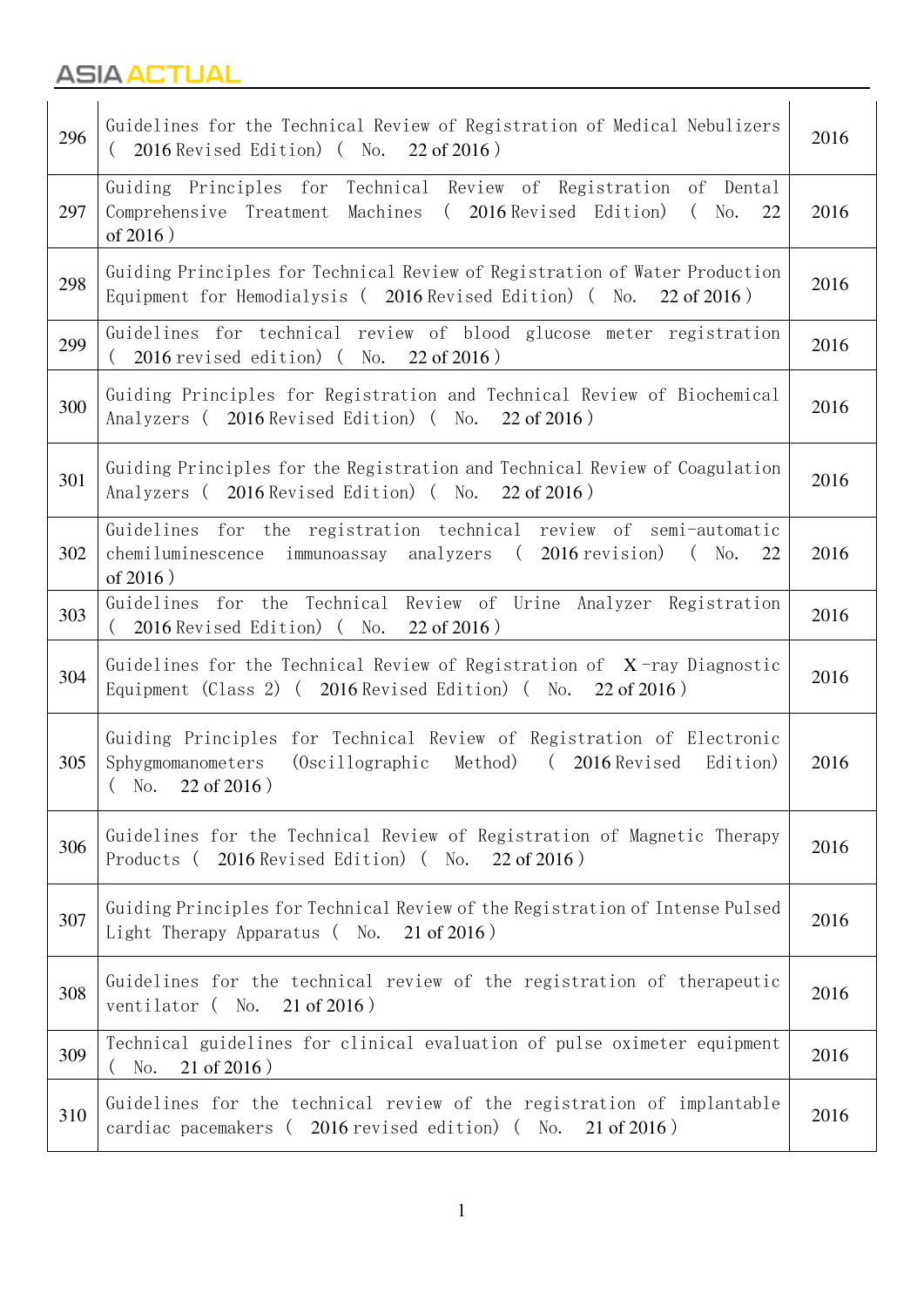| | | |
|---|---|---|
| 296 | Guidelines for the Technical Review of Registration of Medical Nebulizers ( 2016 Revised Edition) ( No. 22 of 2016 ) | 2016 |
| 297 | Guiding Principles for Technical Review of Registration of Dental Comprehensive Treatment Machines ( 2016 Revised Edition) ( No. 22 of 2016 ) | 2016 |
| 298 | Guiding Principles for Technical Review of Registration of Water Production Equipment for Hemodialysis ( 2016 Revised Edition) ( No. 22 of 2016 ) | 2016 |
| 299 | Guidelines for technical review of blood glucose meter registration ( 2016 revised edition) ( No. 22 of 2016 ) | 2016 |
| 300 | Guiding Principles for Registration and Technical Review of Biochemical Analyzers ( 2016 Revised Edition) ( No. 22 of 2016 ) | 2016 |
| 301 | Guiding Principles for the Registration and Technical Review of Coagulation Analyzers ( 2016 Revised Edition) ( No. 22 of 2016 ) | 2016 |
| 302 | Guidelines for the registration technical review of semi-automatic chemiluminescence immunoassay analyzers ( 2016 revision) ( No. 22 of 2016 ) | 2016 |
| 303 | Guidelines for the Technical Review of Urine Analyzer Registration ( 2016 Revised Edition) ( No. 22 of 2016 ) | 2016 |
| 304 | Guidelines for the Technical Review of Registration of X -ray Diagnostic Equipment (Class 2) ( 2016 Revised Edition) ( No. 22 of 2016 ) | 2016 |
| 305 | Guiding Principles for Technical Review of Registration of Electronic Sphygmomanometers (Oscillographic Method) ( 2016 Revised Edition) ( No. 22 of 2016 ) | 2016 |
| 306 | Guidelines for the Technical Review of Registration of Magnetic Therapy Products ( 2016 Revised Edition) ( No. 22 of 2016 ) | 2016 |
| 307 | Guiding Principles for Technical Review of the Registration of Intense Pulsed Light Therapy Apparatus ( No. 21 of 2016 ) | 2016 |
| 308 | Guidelines for the technical review of the registration of therapeutic ventilator ( No. 21 of 2016 ) | 2016 |
| 309 | Technical guidelines for clinical evaluation of pulse oximeter equipment ( No. 21 of 2016 ) | 2016 |
| 310 | Guidelines for the technical review of the registration of implantable cardiac pacemakers ( 2016 revised edition) ( No. 21 of 2016 ) | 2016 |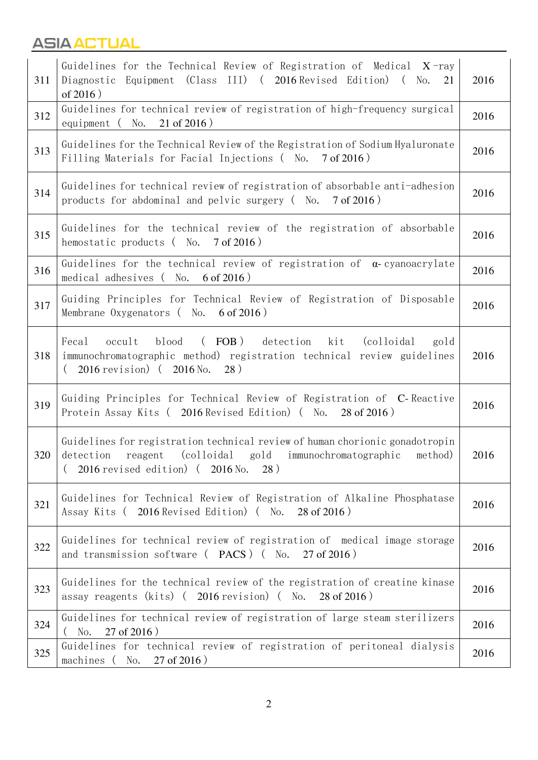| | | |
|---|---|---|
| 311 | Guidelines for the Technical Review of Registration of Medical X-ray Diagnostic Equipment (Class III) ( 2016 Revised Edition) ( No. 21 of 2016 ) | 2016 |
| 312 | Guidelines for technical review of registration of high-frequency surgical equipment ( No. 21 of 2016 ) | 2016 |
| 313 | Guidelines for the Technical Review of the Registration of Sodium Hyaluronate Filling Materials for Facial Injections ( No. 7 of 2016 ) | 2016 |
| 314 | Guidelines for technical review of registration of absorbable anti-adhesion products for abdominal and pelvic surgery ( No. 7 of 2016 ) | 2016 |
| 315 | Guidelines for the technical review of the registration of absorbable hemostatic products ( No. 7 of 2016 ) | 2016 |
| 316 | Guidelines for the technical review of registration of α- cyanoacrylate medical adhesives ( No. 6 of 2016 ) | 2016 |
| 317 | Guiding Principles for Technical Review of Registration of Disposable Membrane Oxygenators ( No. 6 of 2016 ) | 2016 |
| 318 | Fecal occult blood ( FOB ) detection kit (colloidal gold immunochromatographic method) registration technical review guidelines ( 2016 revision) ( 2016 No. 28 ) | 2016 |
| 319 | Guiding Principles for Technical Review of Registration of C- Reactive Protein Assay Kits ( 2016 Revised Edition) ( No. 28 of 2016 ) | 2016 |
| 320 | Guidelines for registration technical review of human chorionic gonadotropin detection reagent (colloidal gold immunochromatographic method) ( 2016 revised edition) ( 2016 No. 28 ) | 2016 |
| 321 | Guidelines for Technical Review of Registration of Alkaline Phosphatase Assay Kits ( 2016 Revised Edition) ( No. 28 of 2016 ) | 2016 |
| 322 | Guidelines for technical review of registration of medical image storage and transmission software ( PACS ) ( No. 27 of 2016 ) | 2016 |
| 323 | Guidelines for the technical review of the registration of creatine kinase assay reagents (kits) ( 2016 revision) ( No. 28 of 2016 ) | 2016 |
| 324 | Guidelines for technical review of registration of large steam sterilizers ( No. 27 of 2016 ) | 2016 |
| 325 | Guidelines for technical review of registration of peritoneal dialysis machines ( No. 27 of 2016 ) | 2016 |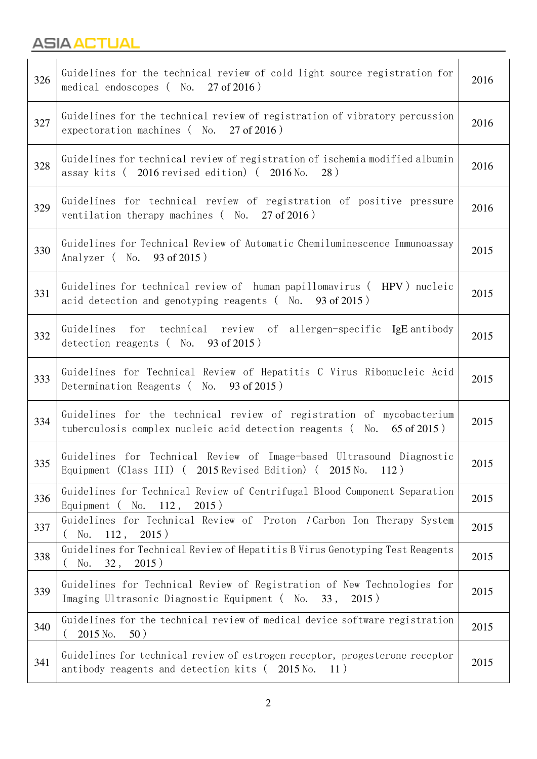| | | |
|---|---|---|
| 326 | Guidelines for the technical review of cold light source registration for medical endoscopes （ No. 27 of 2016） | 2016 |
| 327 | Guidelines for the technical review of registration of vibratory percussion expectoration machines （ No. 27 of 2016） | 2016 |
| 328 | Guidelines for technical review of registration of ischemia modified albumin assay kits （ 2016 revised edition） （ 2016 No. 28） | 2016 |
| 329 | Guidelines for technical review of registration of positive pressure ventilation therapy machines （ No. 27 of 2016） | 2016 |
| 330 | Guidelines for Technical Review of Automatic Chemiluminescence Immunoassay Analyzer （ No. 93 of 2015） | 2015 |
| 331 | Guidelines for technical review of human papillomavirus （ HPV） nucleic acid detection and genotyping reagents （ No. 93 of 2015） | 2015 |
| 332 | Guidelines for technical review of allergen-specific IgE antibody detection reagents （ No. 93 of 2015） | 2015 |
| 333 | Guidelines for Technical Review of Hepatitis C Virus Ribonucleic Acid Determination Reagents （ No. 93 of 2015） | 2015 |
| 334 | Guidelines for the technical review of registration of mycobacterium tuberculosis complex nucleic acid detection reagents （ No. 65 of 2015） | 2015 |
| 335 | Guidelines for Technical Review of Image-based Ultrasound Diagnostic Equipment (Class III) （ 2015 Revised Edition) （ 2015 No. 112） | 2015 |
| 336 | Guidelines for Technical Review of Centrifugal Blood Component Separation Equipment （ No. 112， 2015） | 2015 |
| 337 | Guidelines for Technical Review of Proton /Carbon Ion Therapy System （ No. 112， 2015） | 2015 |
| 338 | Guidelines for Technical Review of Hepatitis B Virus Genotyping Test Reagents （ No. 32， 2015） | 2015 |
| 339 | Guidelines for Technical Review of Registration of New Technologies for Imaging Ultrasonic Diagnostic Equipment （ No. 33， 2015） | 2015 |
| 340 | Guidelines for the technical review of medical device software registration （ 2015 No. 50） | 2015 |
| 341 | Guidelines for technical review of estrogen receptor, progesterone receptor antibody reagents and detection kits （ 2015 No. 11） | 2015 |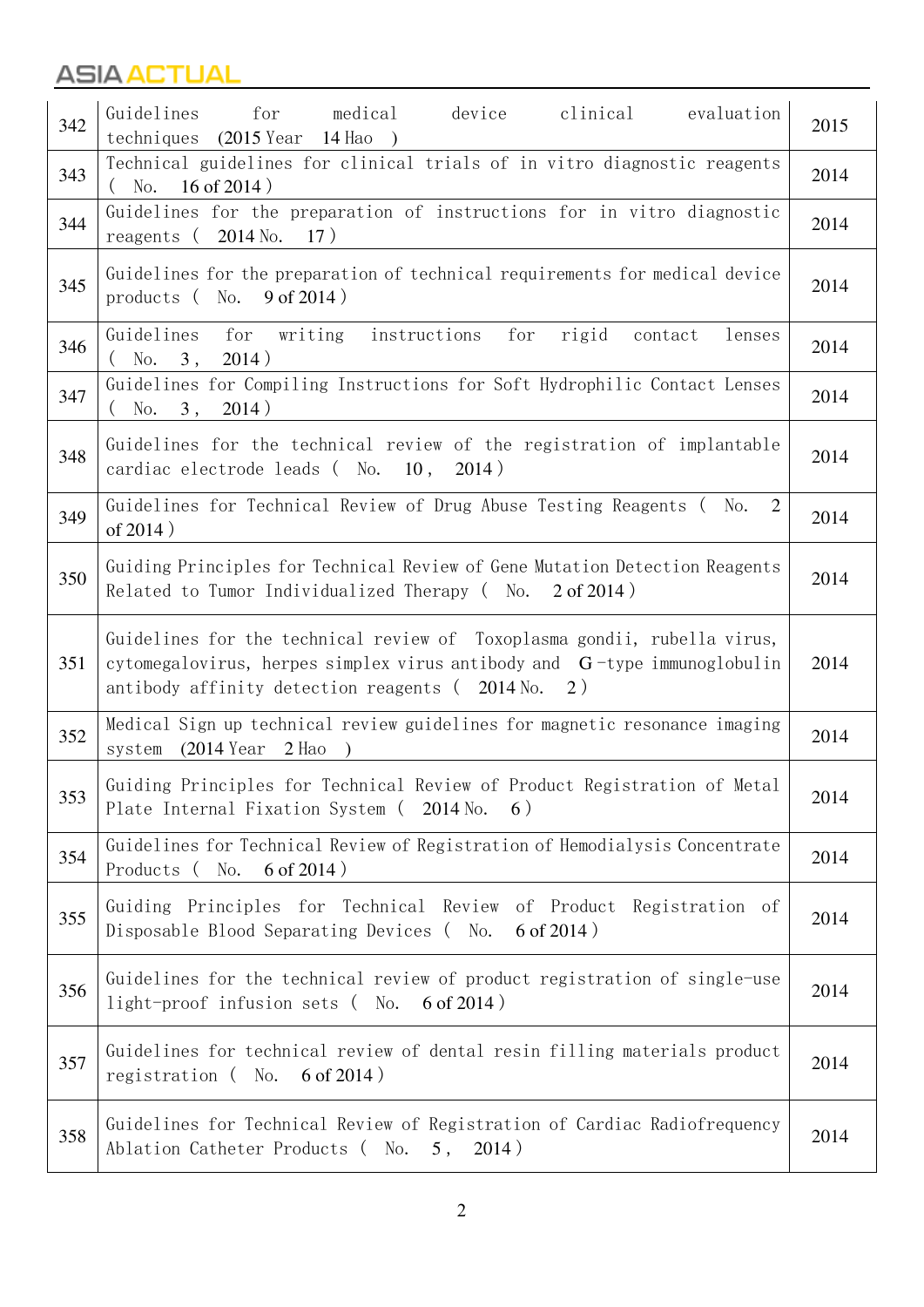| | | |
|---|---|---|
| 342 | Guidelines for medical device clinical evaluation techniques (2015 Year 14 Hao ) | 2015 |
| 343 | Technical guidelines for clinical trials of in vitro diagnostic reagents ( No. 16 of 2014 ) | 2014 |
| 344 | Guidelines for the preparation of instructions for in vitro diagnostic reagents ( 2014 No. 17 ) | 2014 |
| 345 | Guidelines for the preparation of technical requirements for medical device products ( No. 9 of 2014 ) | 2014 |
| 346 | Guidelines for writing instructions for rigid contact lenses ( No. 3 , 2014 ) | 2014 |
| 347 | Guidelines for Compiling Instructions for Soft Hydrophilic Contact Lenses ( No. 3 , 2014 ) | 2014 |
| 348 | Guidelines for the technical review of the registration of implantable cardiac electrode leads ( No. 10 , 2014 ) | 2014 |
| 349 | Guidelines for Technical Review of Drug Abuse Testing Reagents ( No. 2 of 2014 ) | 2014 |
| 350 | Guiding Principles for Technical Review of Gene Mutation Detection Reagents Related to Tumor Individualized Therapy ( No. 2 of 2014 ) | 2014 |
| 351 | Guidelines for the technical review of Toxoplasma gondii, rubella virus, cytomegalovirus, herpes simplex virus antibody and G -type immunoglobulin antibody affinity detection reagents ( 2014 No. 2 ) | 2014 |
| 352 | Medical Sign up technical review guidelines for magnetic resonance imaging system (2014 Year 2 Hao ) | 2014 |
| 353 | Guiding Principles for Technical Review of Product Registration of Metal Plate Internal Fixation System ( 2014 No. 6 ) | 2014 |
| 354 | Guidelines for Technical Review of Registration of Hemodialysis Concentrate Products ( No. 6 of 2014 ) | 2014 |
| 355 | Guiding Principles for Technical Review of Product Registration of Disposable Blood Separating Devices ( No. 6 of 2014 ) | 2014 |
| 356 | Guidelines for the technical review of product registration of single-use light-proof infusion sets ( No. 6 of 2014 ) | 2014 |
| 357 | Guidelines for technical review of dental resin filling materials product registration ( No. 6 of 2014 ) | 2014 |
| 358 | Guidelines for Technical Review of Registration of Cardiac Radiofrequency Ablation Catheter Products ( No. 5 , 2014 ) | 2014 |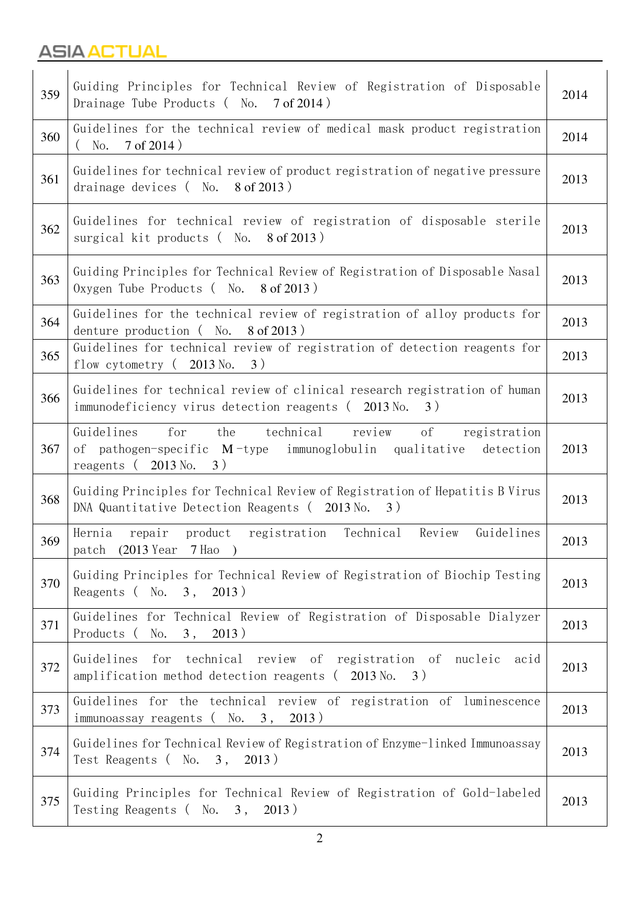| | | |
|---|---|---|
| 359 | Guiding Principles for Technical Review of Registration of Disposable Drainage Tube Products ( No. 7 of 2014 ) | 2014 |
| 360 | Guidelines for the technical review of medical mask product registration ( No. 7 of 2014 ) | 2014 |
| 361 | Guidelines for technical review of product registration of negative pressure drainage devices ( No. 8 of 2013 ) | 2013 |
| 362 | Guidelines for technical review of registration of disposable sterile surgical kit products ( No. 8 of 2013 ) | 2013 |
| 363 | Guiding Principles for Technical Review of Registration of Disposable Nasal Oxygen Tube Products ( No. 8 of 2013 ) | 2013 |
| 364 | Guidelines for the technical review of registration of alloy products for denture production ( No. 8 of 2013 ) | 2013 |
| 365 | Guidelines for technical review of registration of detection reagents for flow cytometry ( 2013 No. 3 ) | 2013 |
| 366 | Guidelines for technical review of clinical research registration of human immunodeficiency virus detection reagents ( 2013 No. 3 ) | 2013 |
| 367 | Guidelines for the technical review of registration of pathogen-specific M -type immunoglobulin qualitative detection reagents ( 2013 No. 3 ) | 2013 |
| 368 | Guiding Principles for Technical Review of Registration of Hepatitis B Virus DNA Quantitative Detection Reagents ( 2013 No. 3 ) | 2013 |
| 369 | Hernia repair product registration Technical Review Guidelines patch (2013 Year 7 Hao ) | 2013 |
| 370 | Guiding Principles for Technical Review of Registration of Biochip Testing Reagents ( No. 3 , 2013 ) | 2013 |
| 371 | Guidelines for Technical Review of Registration of Disposable Dialyzer Products ( No. 3 , 2013 ) | 2013 |
| 372 | Guidelines for technical review of registration of nucleic acid amplification method detection reagents ( 2013 No. 3 ) | 2013 |
| 373 | Guidelines for the technical review of registration of luminescence immunoassay reagents ( No. 3 , 2013 ) | 2013 |
| 374 | Guidelines for Technical Review of Registration of Enzyme-linked Immunoassay Test Reagents ( No. 3 , 2013 ) | 2013 |
| 375 | Guiding Principles for Technical Review of Registration of Gold-labeled Testing Reagents ( No. 3 , 2013 ) | 2013 |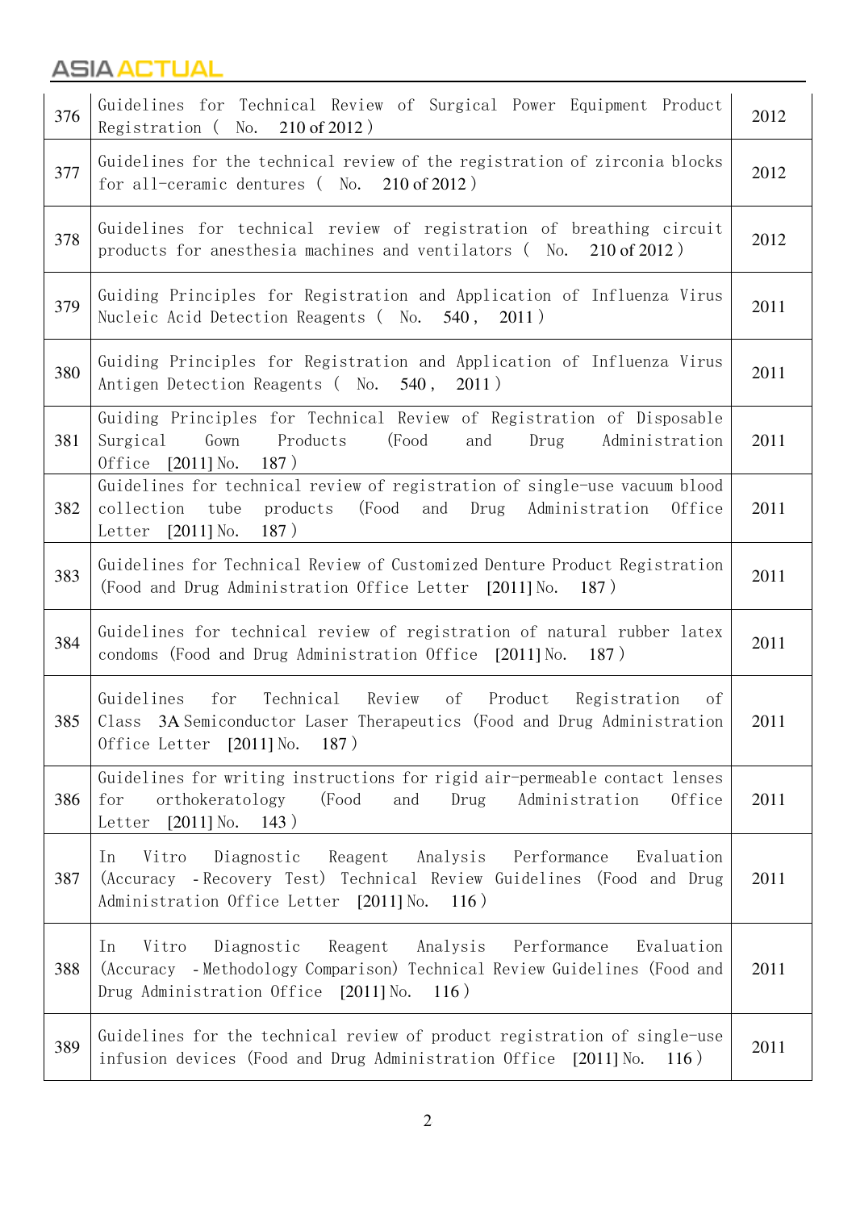| | | |
|---|---|---|
| 376 | Guidelines for Technical Review of Surgical Power Equipment Product Registration ( No. 210 of 2012 ) | 2012 |
| 377 | Guidelines for the technical review of the registration of zirconia blocks for all-ceramic dentures ( No. 210 of 2012 ) | 2012 |
| 378 | Guidelines for technical review of registration of breathing circuit products for anesthesia machines and ventilators ( No. 210 of 2012 ) | 2012 |
| 379 | Guiding Principles for Registration and Application of Influenza Virus Nucleic Acid Detection Reagents ( No. 540 , 2011 ) | 2011 |
| 380 | Guiding Principles for Registration and Application of Influenza Virus Antigen Detection Reagents ( No. 540 , 2011 ) | 2011 |
| 381 | Guiding Principles for Technical Review of Registration of Disposable Surgical Gown Products (Food and Drug Administration Office [2011] No. 187 ) | 2011 |
| 382 | Guidelines for technical review of registration of single-use vacuum blood collection tube products (Food and Drug Administration Office Letter [2011] No. 187 ) | 2011 |
| 383 | Guidelines for Technical Review of Customized Denture Product Registration (Food and Drug Administration Office Letter [2011] No. 187 ) | 2011 |
| 384 | Guidelines for technical review of registration of natural rubber latex condoms (Food and Drug Administration Office [2011] No. 187 ) | 2011 |
| 385 | Guidelines for Technical Review of Product Registration of Class 3A Semiconductor Laser Therapeutics (Food and Drug Administration Office Letter [2011] No. 187 ) | 2011 |
| 386 | Guidelines for writing instructions for rigid air-permeable contact lenses for orthokeratology (Food and Drug Administration Office Letter [2011] No. 143 ) | 2011 |
| 387 | In Vitro Diagnostic Reagent Analysis Performance Evaluation (Accuracy - Recovery Test) Technical Review Guidelines (Food and Drug Administration Office Letter [2011] No. 116 ) | 2011 |
| 388 | In Vitro Diagnostic Reagent Analysis Performance Evaluation (Accuracy - Methodology Comparison) Technical Review Guidelines (Food and Drug Administration Office [2011] No. 116 ) | 2011 |
| 389 | Guidelines for the technical review of product registration of single-use infusion devices (Food and Drug Administration Office [2011] No. 116 ) | 2011 |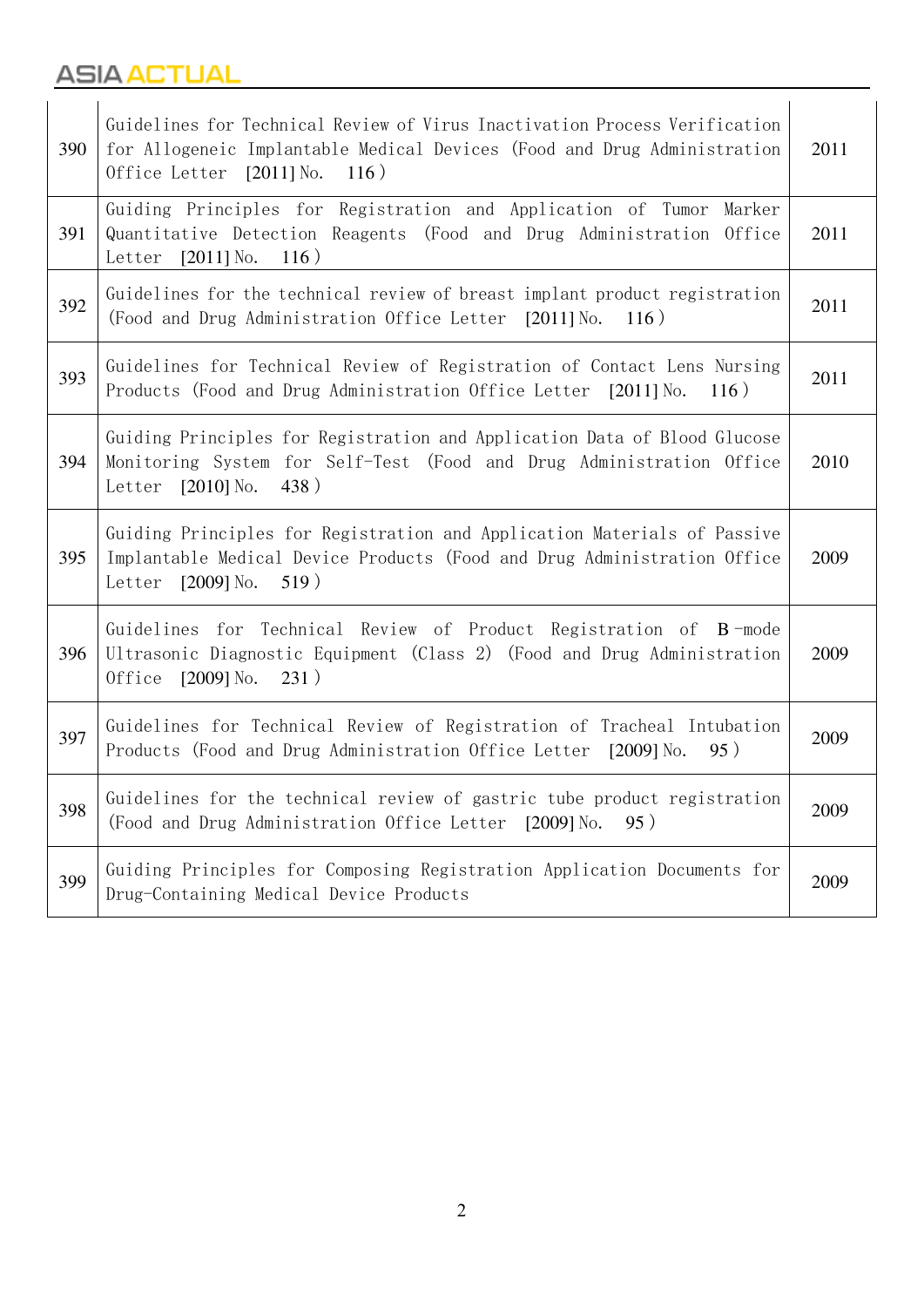| | | |
|---|---|---|
| 390 | Guidelines for Technical Review of Virus Inactivation Process Verification for Allogeneic Implantable Medical Devices (Food and Drug Administration Office Letter [2011] No. 116) | 2011 |
| 391 | Guiding Principles for Registration and Application of Tumor Marker Quantitative Detection Reagents (Food and Drug Administration Office Letter [2011] No. 116) | 2011 |
| 392 | Guidelines for the technical review of breast implant product registration (Food and Drug Administration Office Letter [2011] No. 116) | 2011 |
| 393 | Guidelines for Technical Review of Registration of Contact Lens Nursing Products (Food and Drug Administration Office Letter [2011] No. 116) | 2011 |
| 394 | Guiding Principles for Registration and Application Data of Blood Glucose Monitoring System for Self-Test (Food and Drug Administration Office Letter [2010] No. 438) | 2010 |
| 395 | Guiding Principles for Registration and Application Materials of Passive Implantable Medical Device Products (Food and Drug Administration Office Letter [2009] No. 519) | 2009 |
| 396 | Guidelines for Technical Review of Product Registration of B-mode Ultrasonic Diagnostic Equipment (Class 2) (Food and Drug Administration Office [2009] No. 231) | 2009 |
| 397 | Guidelines for Technical Review of Registration of Tracheal Intubation Products (Food and Drug Administration Office Letter [2009] No. 95) | 2009 |
| 398 | Guidelines for the technical review of gastric tube product registration (Food and Drug Administration Office Letter [2009] No. 95) | 2009 |
| 399 | Guiding Principles for Composing Registration Application Documents for Drug-Containing Medical Device Products | 2009 |